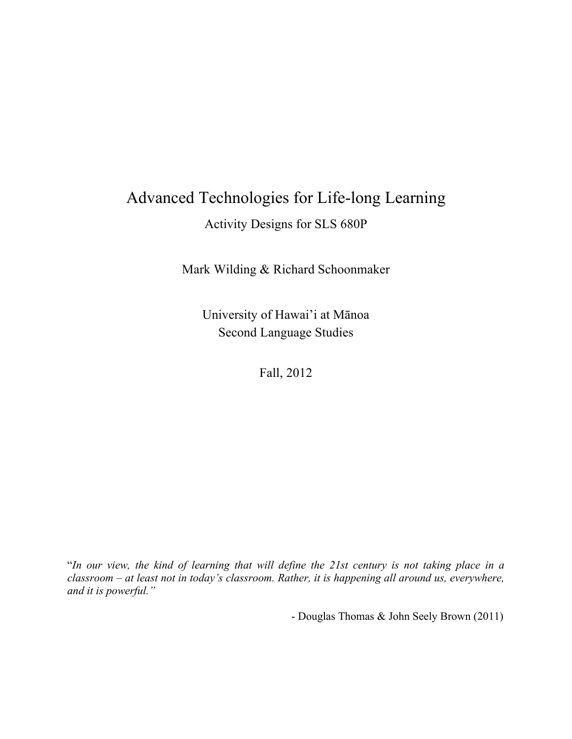# Advanced Technologies for Life-long Learning

## Activity Designs for SLS 680P

Mark Wilding & Richard Schoonmaker

University of Hawai'i at Mānoa
Second Language Studies

Fall, 2012

"*In our view, the kind of learning that will define the 21st century is not taking place in a classroom – at least not in today's classroom. Rather, it is happening all around us, everywhere, and it is powerful.*"

- Douglas Thomas & John Seely Brown (2011)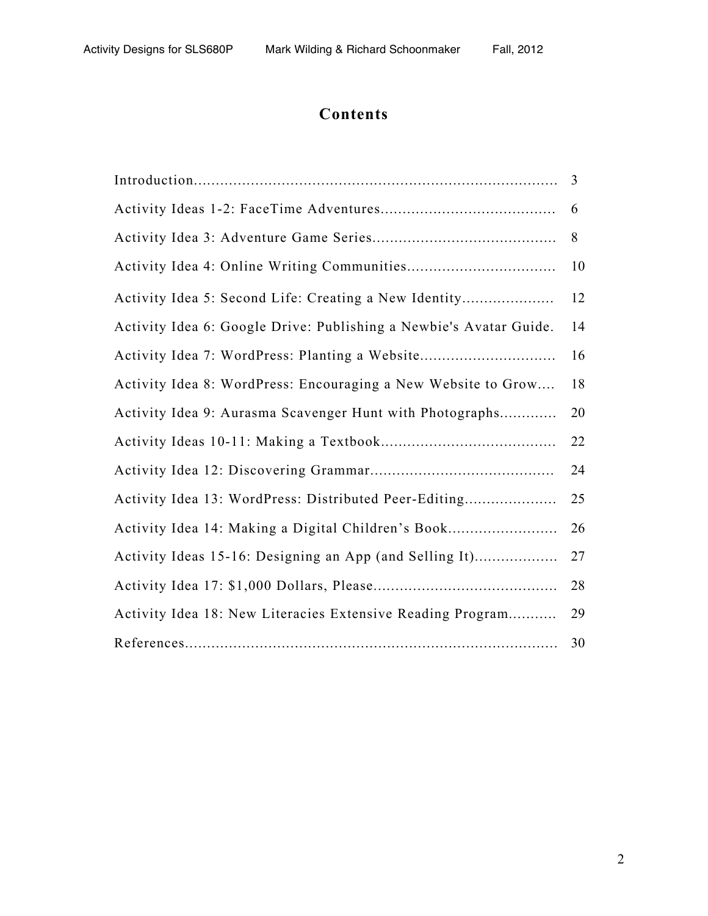# Contents

| | |
|---|---|
| Introduction | 3 |
| Activity Ideas 1-2: FaceTime Adventures | 6 |
| Activity Idea 3: Adventure Game Series | 8 |
| Activity Idea 4: Online Writing Communities | 10 |
| Activity Idea 5: Second Life: Creating a New Identity | 12 |
| Activity Idea 6: Google Drive: Publishing a Newbie's Avatar Guide | 14 |
| Activity Idea 7: WordPress: Planting a Website | 16 |
| Activity Idea 8: WordPress: Encouraging a New Website to Grow | 18 |
| Activity Idea 9: Aurasma Scavenger Hunt with Photographs | 20 |
| Activity Ideas 10-11: Making a Textbook | 22 |
| Activity Idea 12: Discovering Grammar | 24 |
| Activity Idea 13: WordPress: Distributed Peer-Editing | 25 |
| Activity Idea 14: Making a Digital Children's Book | 26 |
| Activity Ideas 15-16: Designing an App (and Selling It) | 27 |
| Activity Idea 17: $1,000 Dollars, Please | 28 |
| Activity Idea 18: New Literacies Extensive Reading Program | 29 |
| References | 30 |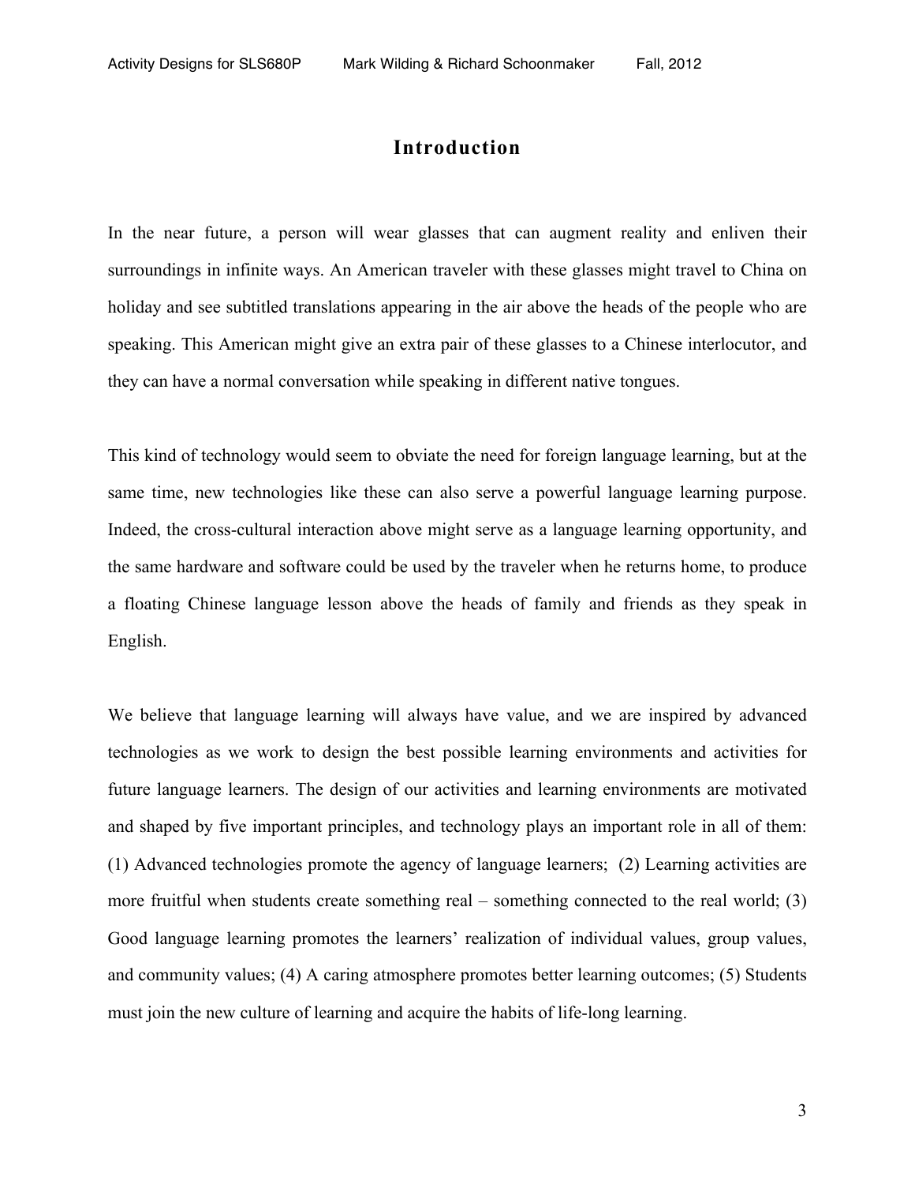# Introduction

In the near future, a person will wear glasses that can augment reality and enliven their surroundings in infinite ways. An American traveler with these glasses might travel to China on holiday and see subtitled translations appearing in the air above the heads of the people who are speaking. This American might give an extra pair of these glasses to a Chinese interlocutor, and they can have a normal conversation while speaking in different native tongues.

This kind of technology would seem to obviate the need for foreign language learning, but at the same time, new technologies like these can also serve a powerful language learning purpose. Indeed, the cross-cultural interaction above might serve as a language learning opportunity, and the same hardware and software could be used by the traveler when he returns home, to produce a floating Chinese language lesson above the heads of family and friends as they speak in English.

We believe that language learning will always have value, and we are inspired by advanced technologies as we work to design the best possible learning environments and activities for future language learners. The design of our activities and learning environments are motivated and shaped by five important principles, and technology plays an important role in all of them: (1) Advanced technologies promote the agency of language learners; (2) Learning activities are more fruitful when students create something real – something connected to the real world; (3) Good language learning promotes the learners' realization of individual values, group values, and community values; (4) A caring atmosphere promotes better learning outcomes; (5) Students must join the new culture of learning and acquire the habits of life-long learning.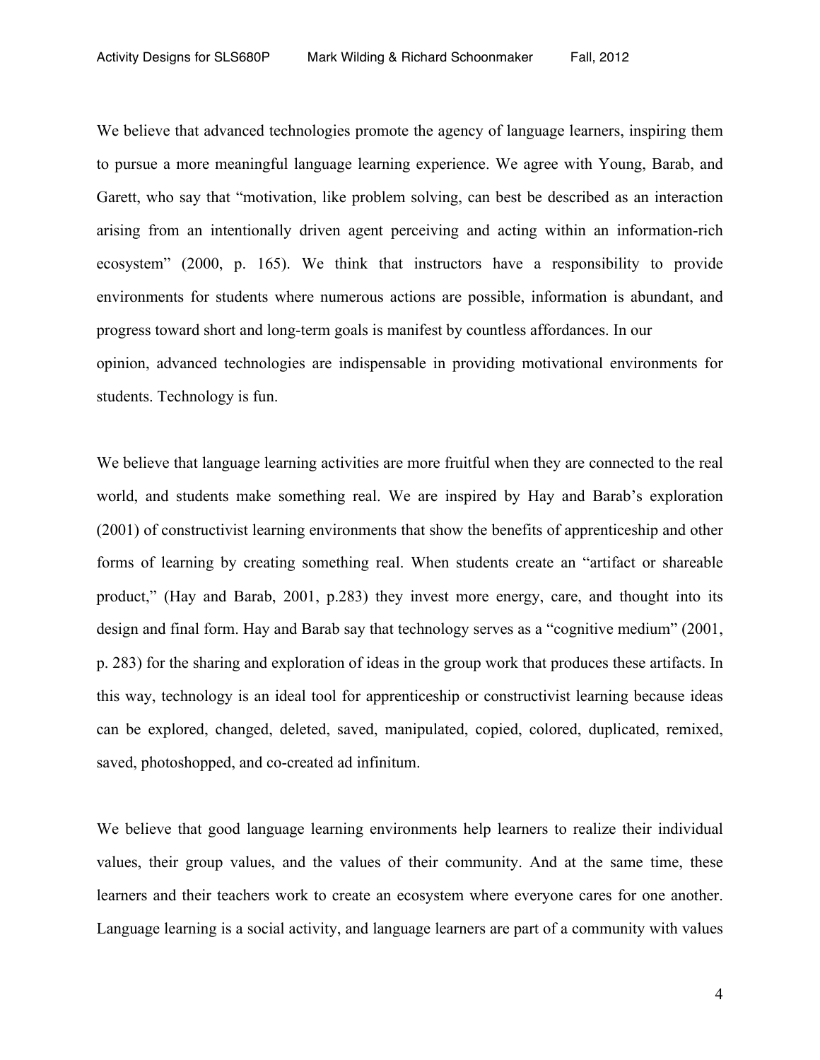We believe that advanced technologies promote the agency of language learners, inspiring them to pursue a more meaningful language learning experience. We agree with Young, Barab, and Garett, who say that "motivation, like problem solving, can best be described as an interaction arising from an intentionally driven agent perceiving and acting within an information-rich ecosystem" (2000, p. 165). We think that instructors have a responsibility to provide environments for students where numerous actions are possible, information is abundant, and progress toward short and long-term goals is manifest by countless affordances. In our opinion, advanced technologies are indispensable in providing motivational environments for students. Technology is fun.

We believe that language learning activities are more fruitful when they are connected to the real world, and students make something real. We are inspired by Hay and Barab's exploration (2001) of constructivist learning environments that show the benefits of apprenticeship and other forms of learning by creating something real. When students create an "artifact or shareable product," (Hay and Barab, 2001, p.283) they invest more energy, care, and thought into its design and final form. Hay and Barab say that technology serves as a "cognitive medium" (2001, p. 283) for the sharing and exploration of ideas in the group work that produces these artifacts. In this way, technology is an ideal tool for apprenticeship or constructivist learning because ideas can be explored, changed, deleted, saved, manipulated, copied, colored, duplicated, remixed, saved, photoshopped, and co-created ad infinitum.

We believe that good language learning environments help learners to realize their individual values, their group values, and the values of their community. And at the same time, these learners and their teachers work to create an ecosystem where everyone cares for one another. Language learning is a social activity, and language learners are part of a community with values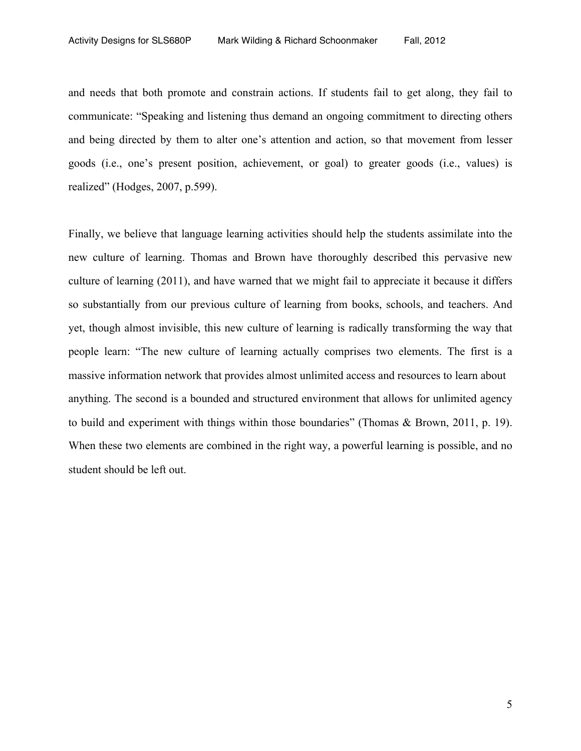and needs that both promote and constrain actions. If students fail to get along, they fail to communicate: "Speaking and listening thus demand an ongoing commitment to directing others and being directed by them to alter one's attention and action, so that movement from lesser goods (i.e., one's present position, achievement, or goal) to greater goods (i.e., values) is realized" (Hodges, 2007, p.599).

Finally, we believe that language learning activities should help the students assimilate into the new culture of learning. Thomas and Brown have thoroughly described this pervasive new culture of learning (2011), and have warned that we might fail to appreciate it because it differs so substantially from our previous culture of learning from books, schools, and teachers. And yet, though almost invisible, this new culture of learning is radically transforming the way that people learn: "The new culture of learning actually comprises two elements. The first is a massive information network that provides almost unlimited access and resources to learn about anything. The second is a bounded and structured environment that allows for unlimited agency to build and experiment with things within those boundaries" (Thomas & Brown, 2011, p. 19). When these two elements are combined in the right way, a powerful learning is possible, and no student should be left out.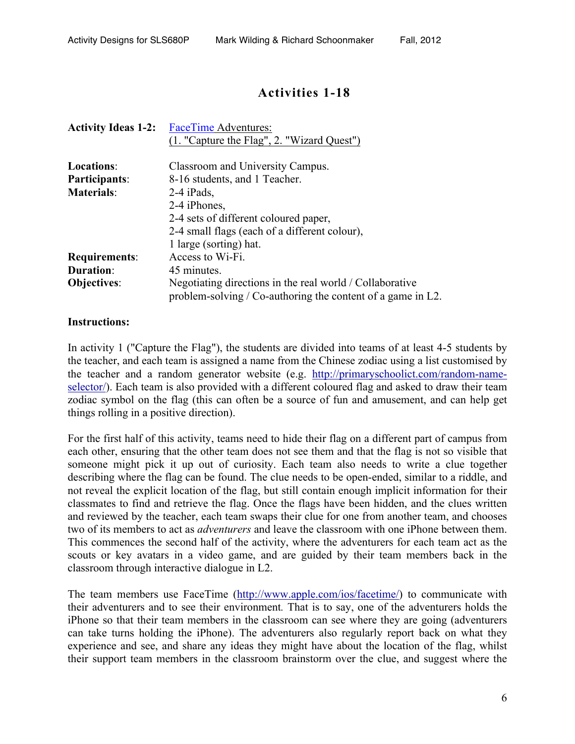## Activities 1-18

| **Activity Ideas 1-2:** | FaceTime Adventures: (1. "Capture the Flag", 2. "Wizard Quest") |
|---|---|
| **Locations**: | Classroom and University Campus. |
| **Participants**: | 8-16 students, and 1 Teacher. |
| **Materials**: | 2-4 iPads, 2-4 iPhones, 2-4 sets of different coloured paper, 2-4 small flags (each of a different colour), 1 large (sorting) hat. |
| **Requirements**: | Access to Wi-Fi. |
| **Duration**: | 45 minutes. |
| **Objectives**: | Negotiating directions in the real world / Collaborative problem-solving / Co-authoring the content of a game in L2. |

**Instructions:**

In activity 1 ("Capture the Flag"), the students are divided into teams of at least 4-5 students by the teacher, and each team is assigned a name from the Chinese zodiac using a list customised by the teacher and a random generator website (e.g. http://primaryschoolict.com/random-name-selector/). Each team is also provided with a different coloured flag and asked to draw their team zodiac symbol on the flag (this can often be a source of fun and amusement, and can help get things rolling in a positive direction).

For the first half of this activity, teams need to hide their flag on a different part of campus from each other, ensuring that the other team does not see them and that the flag is not so visible that someone might pick it up out of curiosity. Each team also needs to write a clue together describing where the flag can be found. The clue needs to be open-ended, similar to a riddle, and not reveal the explicit location of the flag, but still contain enough implicit information for their classmates to find and retrieve the flag. Once the flags have been hidden, and the clues written and reviewed by the teacher, each team swaps their clue for one from another team, and chooses two of its members to act as *adventurers* and leave the classroom with one iPhone between them. This commences the second half of the activity, where the adventurers for each team act as the scouts or key avatars in a video game, and are guided by their team members back in the classroom through interactive dialogue in L2.

The team members use FaceTime (http://www.apple.com/ios/facetime/) to communicate with their adventurers and to see their environment. That is to say, one of the adventurers holds the iPhone so that their team members in the classroom can see where they are going (adventurers can take turns holding the iPhone). The adventurers also regularly report back on what they experience and see, and share any ideas they might have about the location of the flag, whilst their support team members in the classroom brainstorm over the clue, and suggest where the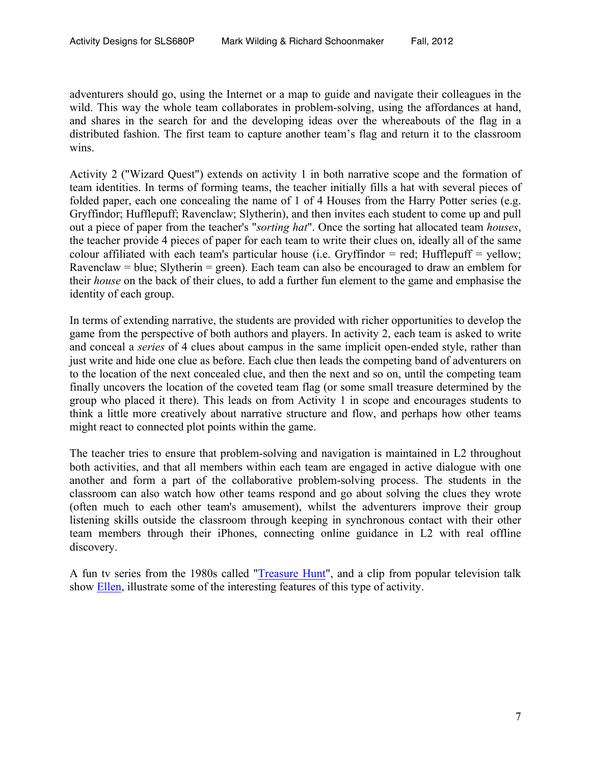adventurers should go, using the Internet or a map to guide and navigate their colleagues in the wild. This way the whole team collaborates in problem-solving, using the affordances at hand, and shares in the search for and the developing ideas over the whereabouts of the flag in a distributed fashion. The first team to capture another team's flag and return it to the classroom wins.

Activity 2 ("Wizard Quest") extends on activity 1 in both narrative scope and the formation of team identities. In terms of forming teams, the teacher initially fills a hat with several pieces of folded paper, each one concealing the name of 1 of 4 Houses from the Harry Potter series (e.g. Gryffindor; Hufflepuff; Ravenclaw; Slytherin), and then invites each student to come up and pull out a piece of paper from the teacher's "*sorting hat*". Once the sorting hat allocated team *houses*, the teacher provide 4 pieces of paper for each team to write their clues on, ideally all of the same colour affiliated with each team's particular house (i.e. Gryffindor = red; Hufflepuff = yellow; Ravenclaw = blue; Slytherin = green). Each team can also be encouraged to draw an emblem for their *house* on the back of their clues, to add a further fun element to the game and emphasise the identity of each group.

In terms of extending narrative, the students are provided with richer opportunities to develop the game from the perspective of both authors and players. In activity 2, each team is asked to write and conceal a *series* of 4 clues about campus in the same implicit open-ended style, rather than just write and hide one clue as before. Each clue then leads the competing band of adventurers on to the location of the next concealed clue, and then the next and so on, until the competing team finally uncovers the location of the coveted team flag (or some small treasure determined by the group who placed it there). This leads on from Activity 1 in scope and encourages students to think a little more creatively about narrative structure and flow, and perhaps how other teams might react to connected plot points within the game.

The teacher tries to ensure that problem-solving and navigation is maintained in L2 throughout both activities, and that all members within each team are engaged in active dialogue with one another and form a part of the collaborative problem-solving process. The students in the classroom can also watch how other teams respond and go about solving the clues they wrote (often much to each other team's amusement), whilst the adventurers improve their group listening skills outside the classroom through keeping in synchronous contact with their other team members through their iPhones, connecting online guidance in L2 with real offline discovery.

A fun tv series from the 1980s called "Treasure Hunt", and a clip from popular television talk show Ellen, illustrate some of the interesting features of this type of activity.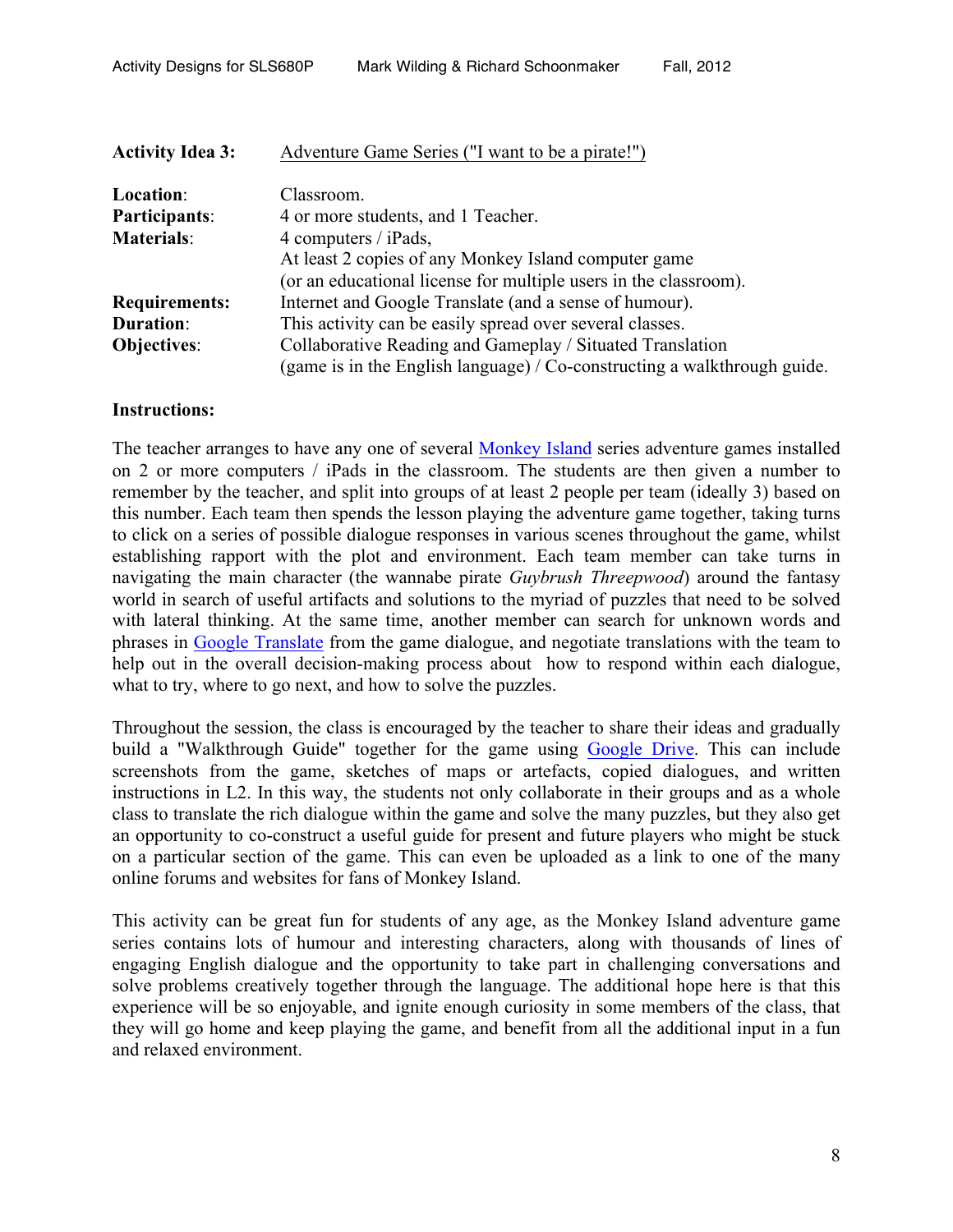**Activity Idea 3:** Adventure Game Series ("I want to be a pirate!")

**Location**: Classroom.
**Participants**: 4 or more students, and 1 Teacher.
**Materials**: 4 computers / iPads,
At least 2 copies of any Monkey Island computer game
(or an educational license for multiple users in the classroom).
**Requirements:** Internet and Google Translate (and a sense of humour).
**Duration**: This activity can be easily spread over several classes.
**Objectives**: Collaborative Reading and Gameplay / Situated Translation
(game is in the English language) / Co-constructing a walkthrough guide.

**Instructions:**

The teacher arranges to have any one of several Monkey Island series adventure games installed on 2 or more computers / iPads in the classroom. The students are then given a number to remember by the teacher, and split into groups of at least 2 people per team (ideally 3) based on this number. Each team then spends the lesson playing the adventure game together, taking turns to click on a series of possible dialogue responses in various scenes throughout the game, whilst establishing rapport with the plot and environment. Each team member can take turns in navigating the main character (the wannabe pirate *Guybrush Threepwood*) around the fantasy world in search of useful artifacts and solutions to the myriad of puzzles that need to be solved with lateral thinking. At the same time, another member can search for unknown words and phrases in Google Translate from the game dialogue, and negotiate translations with the team to help out in the overall decision-making process about how to respond within each dialogue, what to try, where to go next, and how to solve the puzzles.

Throughout the session, the class is encouraged by the teacher to share their ideas and gradually build a "Walkthrough Guide" together for the game using Google Drive. This can include screenshots from the game, sketches of maps or artefacts, copied dialogues, and written instructions in L2. In this way, the students not only collaborate in their groups and as a whole class to translate the rich dialogue within the game and solve the many puzzles, but they also get an opportunity to co-construct a useful guide for present and future players who might be stuck on a particular section of the game. This can even be uploaded as a link to one of the many online forums and websites for fans of Monkey Island.

This activity can be great fun for students of any age, as the Monkey Island adventure game series contains lots of humour and interesting characters, along with thousands of lines of engaging English dialogue and the opportunity to take part in challenging conversations and solve problems creatively together through the language. The additional hope here is that this experience will be so enjoyable, and ignite enough curiosity in some members of the class, that they will go home and keep playing the game, and benefit from all the additional input in a fun and relaxed environment.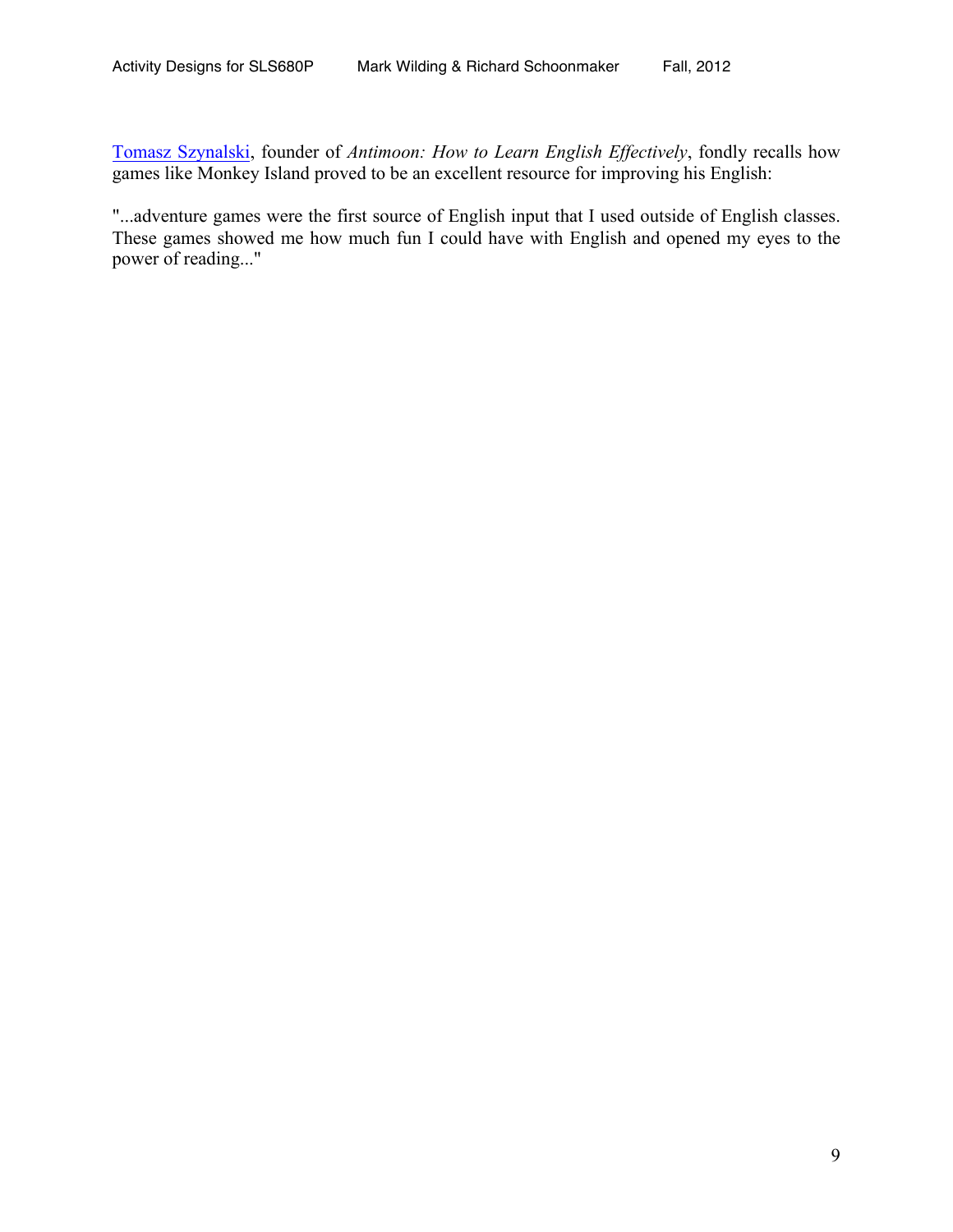Tomasz Szynalski, founder of *Antimoon: How to Learn English Effectively*, fondly recalls how games like Monkey Island proved to be an excellent resource for improving his English:

"...adventure games were the first source of English input that I used outside of English classes. These games showed me how much fun I could have with English and opened my eyes to the power of reading..."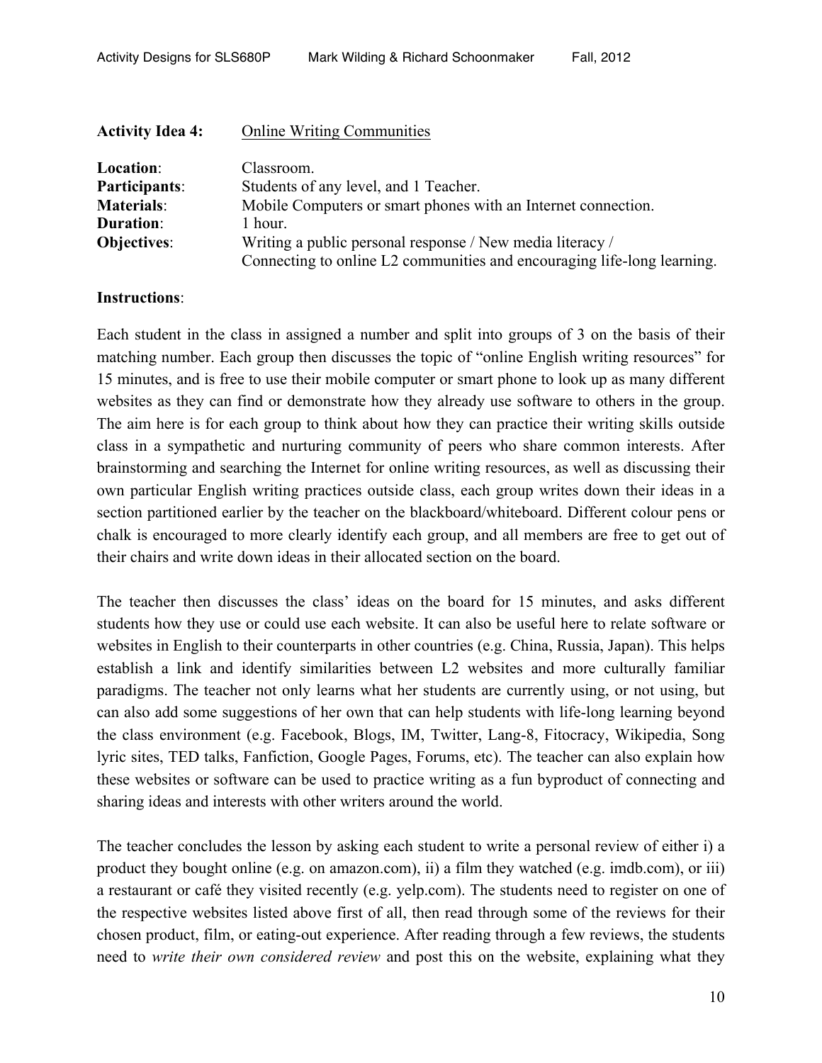**Activity Idea 4:** Online Writing Communities

| | |
|---|---|
| **Location**: | Classroom. |
| **Participants**: | Students of any level, and 1 Teacher. |
| **Materials**: | Mobile Computers or smart phones with an Internet connection. |
| **Duration**: | 1 hour. |
| **Objectives**: | Writing a public personal response / New media literacy / Connecting to online L2 communities and encouraging life-long learning. |

**Instructions**:

Each student in the class in assigned a number and split into groups of 3 on the basis of their matching number. Each group then discusses the topic of "online English writing resources" for 15 minutes, and is free to use their mobile computer or smart phone to look up as many different websites as they can find or demonstrate how they already use software to others in the group. The aim here is for each group to think about how they can practice their writing skills outside class in a sympathetic and nurturing community of peers who share common interests. After brainstorming and searching the Internet for online writing resources, as well as discussing their own particular English writing practices outside class, each group writes down their ideas in a section partitioned earlier by the teacher on the blackboard/whiteboard. Different colour pens or chalk is encouraged to more clearly identify each group, and all members are free to get out of their chairs and write down ideas in their allocated section on the board.

The teacher then discusses the class' ideas on the board for 15 minutes, and asks different students how they use or could use each website. It can also be useful here to relate software or websites in English to their counterparts in other countries (e.g. China, Russia, Japan). This helps establish a link and identify similarities between L2 websites and more culturally familiar paradigms. The teacher not only learns what her students are currently using, or not using, but can also add some suggestions of her own that can help students with life-long learning beyond the class environment (e.g. Facebook, Blogs, IM, Twitter, Lang-8, Fitocracy, Wikipedia, Song lyric sites, TED talks, Fanfiction, Google Pages, Forums, etc). The teacher can also explain how these websites or software can be used to practice writing as a fun byproduct of connecting and sharing ideas and interests with other writers around the world.

The teacher concludes the lesson by asking each student to write a personal review of either i) a product they bought online (e.g. on amazon.com), ii) a film they watched (e.g. imdb.com), or iii) a restaurant or café they visited recently (e.g. yelp.com). The students need to register on one of the respective websites listed above first of all, then read through some of the reviews for their chosen product, film, or eating-out experience. After reading through a few reviews, the students need to *write their own considered review* and post this on the website, explaining what they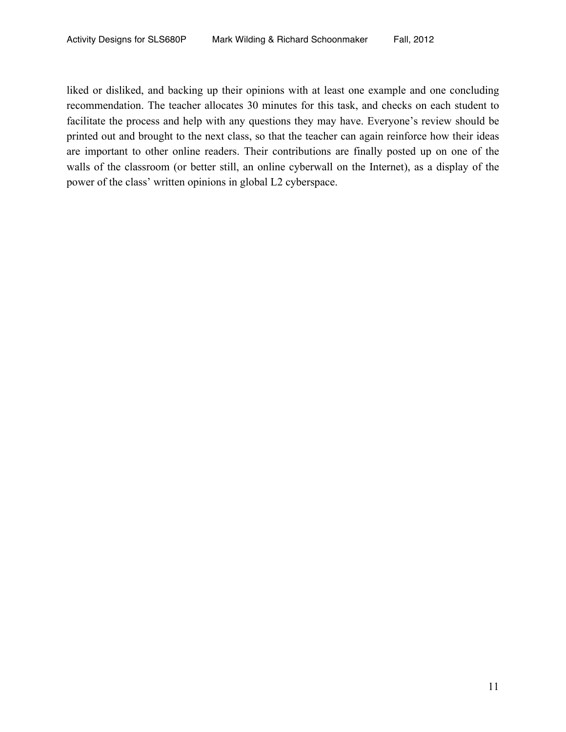liked or disliked, and backing up their opinions with at least one example and one concluding recommendation. The teacher allocates 30 minutes for this task, and checks on each student to facilitate the process and help with any questions they may have. Everyone's review should be printed out and brought to the next class, so that the teacher can again reinforce how their ideas are important to other online readers. Their contributions are finally posted up on one of the walls of the classroom (or better still, an online cyberwall on the Internet), as a display of the power of the class' written opinions in global L2 cyberspace.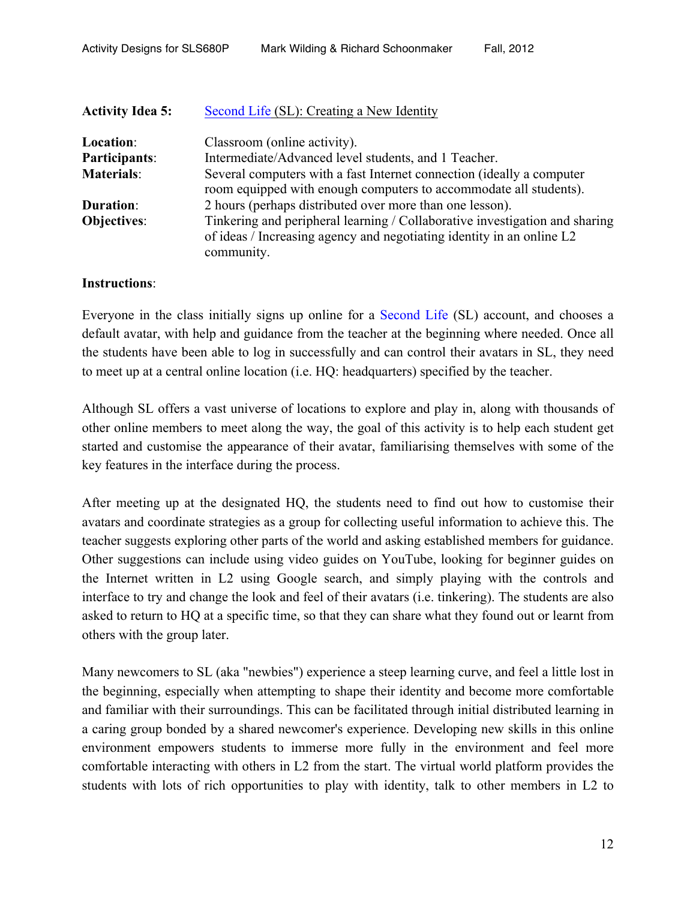**Activity Idea 5:** Second Life (SL): Creating a New Identity

**Location**: Classroom (online activity).
**Participants**: Intermediate/Advanced level students, and 1 Teacher.
**Materials**: Several computers with a fast Internet connection (ideally a computer room equipped with enough computers to accommodate all students).
**Duration**: 2 hours (perhaps distributed over more than one lesson).
**Objectives**: Tinkering and peripheral learning / Collaborative investigation and sharing of ideas / Increasing agency and negotiating identity in an online L2 community.

**Instructions**:

Everyone in the class initially signs up online for a Second Life (SL) account, and chooses a default avatar, with help and guidance from the teacher at the beginning where needed. Once all the students have been able to log in successfully and can control their avatars in SL, they need to meet up at a central online location (i.e. HQ: headquarters) specified by the teacher.

Although SL offers a vast universe of locations to explore and play in, along with thousands of other online members to meet along the way, the goal of this activity is to help each student get started and customise the appearance of their avatar, familiarising themselves with some of the key features in the interface during the process.

After meeting up at the designated HQ, the students need to find out how to customise their avatars and coordinate strategies as a group for collecting useful information to achieve this. The teacher suggests exploring other parts of the world and asking established members for guidance. Other suggestions can include using video guides on YouTube, looking for beginner guides on the Internet written in L2 using Google search, and simply playing with the controls and interface to try and change the look and feel of their avatars (i.e. tinkering). The students are also asked to return to HQ at a specific time, so that they can share what they found out or learnt from others with the group later.

Many newcomers to SL (aka "newbies") experience a steep learning curve, and feel a little lost in the beginning, especially when attempting to shape their identity and become more comfortable and familiar with their surroundings. This can be facilitated through initial distributed learning in a caring group bonded by a shared newcomer's experience. Developing new skills in this online environment empowers students to immerse more fully in the environment and feel more comfortable interacting with others in L2 from the start. The virtual world platform provides the students with lots of rich opportunities to play with identity, talk to other members in L2 to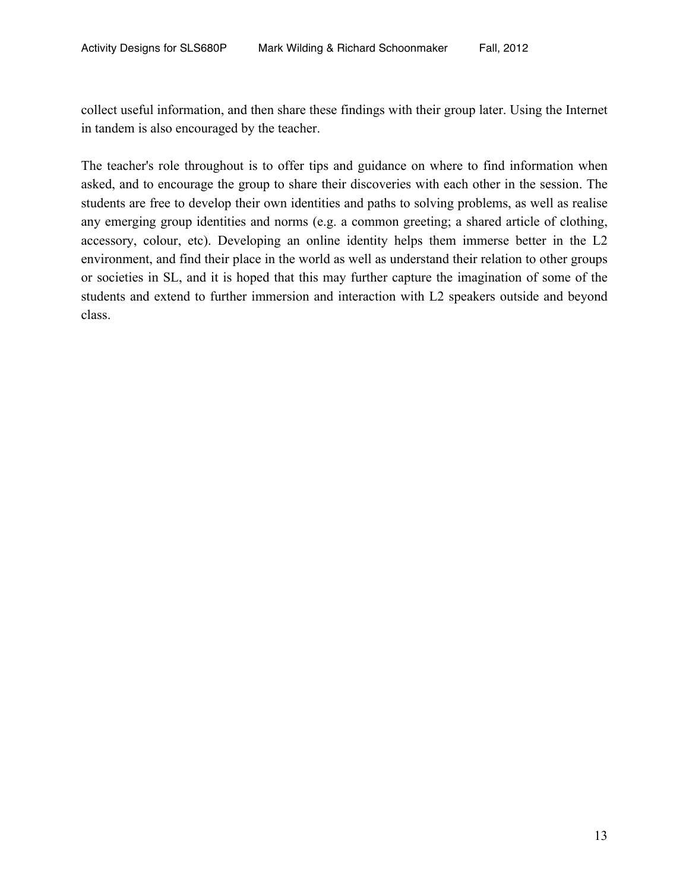collect useful information, and then share these findings with their group later. Using the Internet in tandem is also encouraged by the teacher.

The teacher's role throughout is to offer tips and guidance on where to find information when asked, and to encourage the group to share their discoveries with each other in the session. The students are free to develop their own identities and paths to solving problems, as well as realise any emerging group identities and norms (e.g. a common greeting; a shared article of clothing, accessory, colour, etc). Developing an online identity helps them immerse better in the L2 environment, and find their place in the world as well as understand their relation to other groups or societies in SL, and it is hoped that this may further capture the imagination of some of the students and extend to further immersion and interaction with L2 speakers outside and beyond class.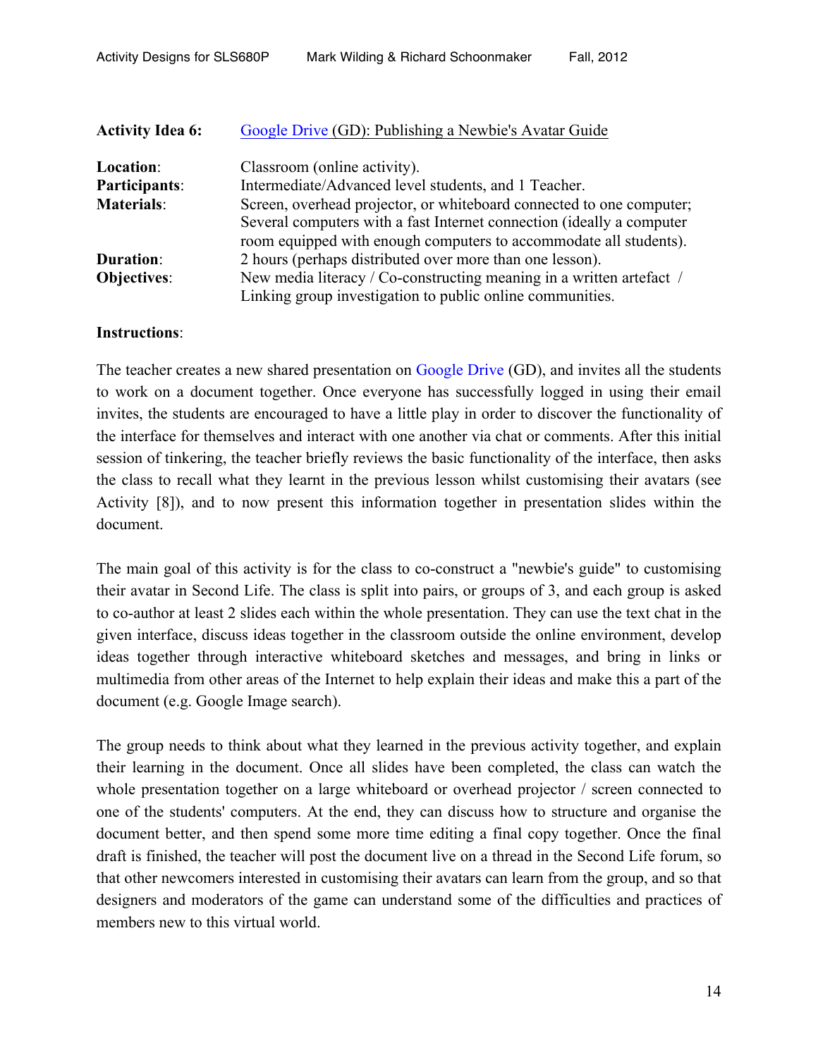**Activity Idea 6:** Google Drive (GD): Publishing a Newbie's Avatar Guide

**Location**: Classroom (online activity).
**Participants**: Intermediate/Advanced level students, and 1 Teacher.
**Materials**: Screen, overhead projector, or whiteboard connected to one computer; Several computers with a fast Internet connection (ideally a computer room equipped with enough computers to accommodate all students).
**Duration**: 2 hours (perhaps distributed over more than one lesson).
**Objectives**: New media literacy / Co-constructing meaning in a written artefact / Linking group investigation to public online communities.

**Instructions**:

The teacher creates a new shared presentation on Google Drive (GD), and invites all the students to work on a document together. Once everyone has successfully logged in using their email invites, the students are encouraged to have a little play in order to discover the functionality of the interface for themselves and interact with one another via chat or comments. After this initial session of tinkering, the teacher briefly reviews the basic functionality of the interface, then asks the class to recall what they learnt in the previous lesson whilst customising their avatars (see Activity [8]), and to now present this information together in presentation slides within the document.

The main goal of this activity is for the class to co-construct a "newbie's guide" to customising their avatar in Second Life. The class is split into pairs, or groups of 3, and each group is asked to co-author at least 2 slides each within the whole presentation. They can use the text chat in the given interface, discuss ideas together in the classroom outside the online environment, develop ideas together through interactive whiteboard sketches and messages, and bring in links or multimedia from other areas of the Internet to help explain their ideas and make this a part of the document (e.g. Google Image search).

The group needs to think about what they learned in the previous activity together, and explain their learning in the document. Once all slides have been completed, the class can watch the whole presentation together on a large whiteboard or overhead projector / screen connected to one of the students' computers. At the end, they can discuss how to structure and organise the document better, and then spend some more time editing a final copy together. Once the final draft is finished, the teacher will post the document live on a thread in the Second Life forum, so that other newcomers interested in customising their avatars can learn from the group, and so that designers and moderators of the game can understand some of the difficulties and practices of members new to this virtual world.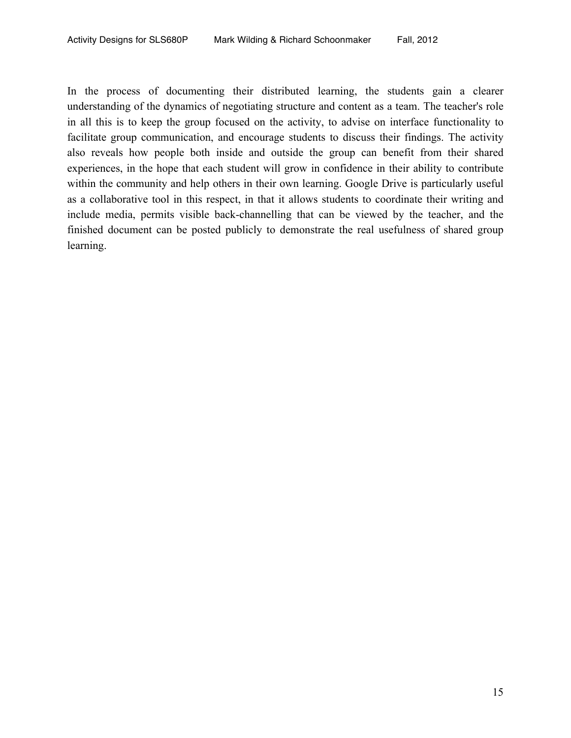In the process of documenting their distributed learning, the students gain a clearer understanding of the dynamics of negotiating structure and content as a team. The teacher's role in all this is to keep the group focused on the activity, to advise on interface functionality to facilitate group communication, and encourage students to discuss their findings. The activity also reveals how people both inside and outside the group can benefit from their shared experiences, in the hope that each student will grow in confidence in their ability to contribute within the community and help others in their own learning. Google Drive is particularly useful as a collaborative tool in this respect, in that it allows students to coordinate their writing and include media, permits visible back-channelling that can be viewed by the teacher, and the finished document can be posted publicly to demonstrate the real usefulness of shared group learning.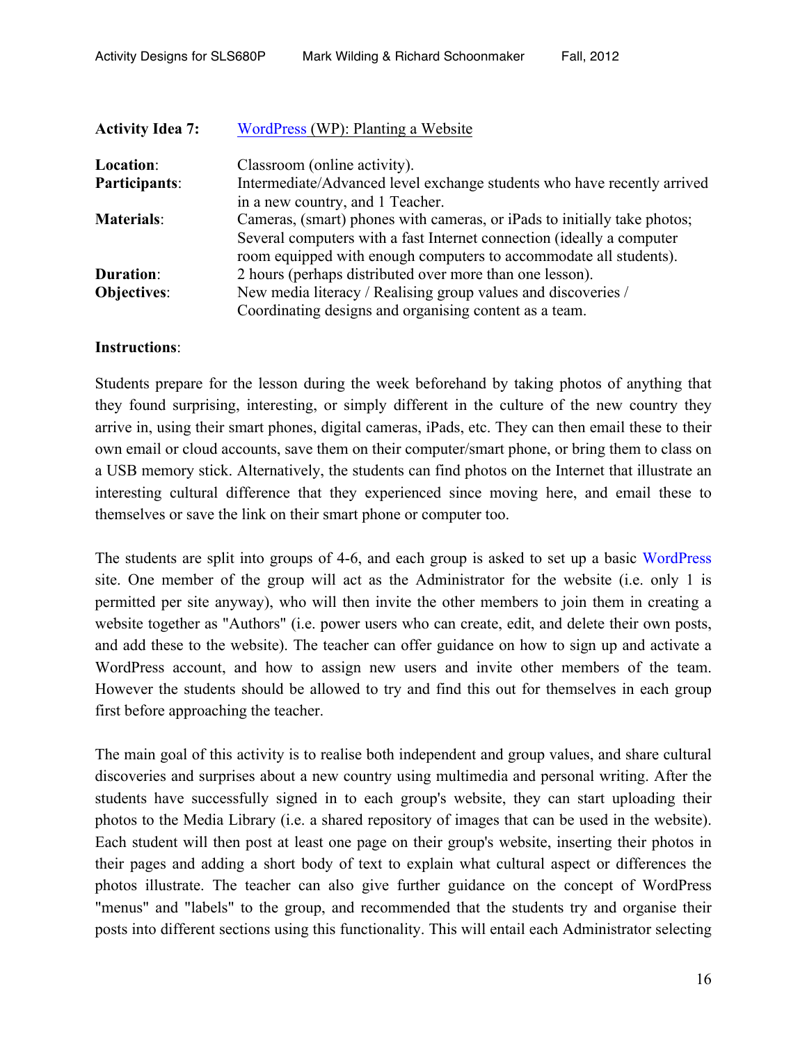| | |
|---|---|
| **Activity Idea 7:** | WordPress (WP): Planting a Website |
| **Location**: | Classroom (online activity). |
| **Participants**: | Intermediate/Advanced level exchange students who have recently arrived in a new country, and 1 Teacher. |
| **Materials**: | Cameras, (smart) phones with cameras, or iPads to initially take photos; Several computers with a fast Internet connection (ideally a computer room equipped with enough computers to accommodate all students). |
| **Duration**: | 2 hours (perhaps distributed over more than one lesson). |
| **Objectives**: | New media literacy / Realising group values and discoveries / Coordinating designs and organising content as a team. |

**Instructions**:

Students prepare for the lesson during the week beforehand by taking photos of anything that they found surprising, interesting, or simply different in the culture of the new country they arrive in, using their smart phones, digital cameras, iPads, etc. They can then email these to their own email or cloud accounts, save them on their computer/smart phone, or bring them to class on a USB memory stick. Alternatively, the students can find photos on the Internet that illustrate an interesting cultural difference that they experienced since moving here, and email these to themselves or save the link on their smart phone or computer too.

The students are split into groups of 4-6, and each group is asked to set up a basic WordPress site. One member of the group will act as the Administrator for the website (i.e. only 1 is permitted per site anyway), who will then invite the other members to join them in creating a website together as "Authors" (i.e. power users who can create, edit, and delete their own posts, and add these to the website). The teacher can offer guidance on how to sign up and activate a WordPress account, and how to assign new users and invite other members of the team. However the students should be allowed to try and find this out for themselves in each group first before approaching the teacher.

The main goal of this activity is to realise both independent and group values, and share cultural discoveries and surprises about a new country using multimedia and personal writing. After the students have successfully signed in to each group's website, they can start uploading their photos to the Media Library (i.e. a shared repository of images that can be used in the website). Each student will then post at least one page on their group's website, inserting their photos in their pages and adding a short body of text to explain what cultural aspect or differences the photos illustrate. The teacher can also give further guidance on the concept of WordPress "menus" and "labels" to the group, and recommended that the students try and organise their posts into different sections using this functionality. This will entail each Administrator selecting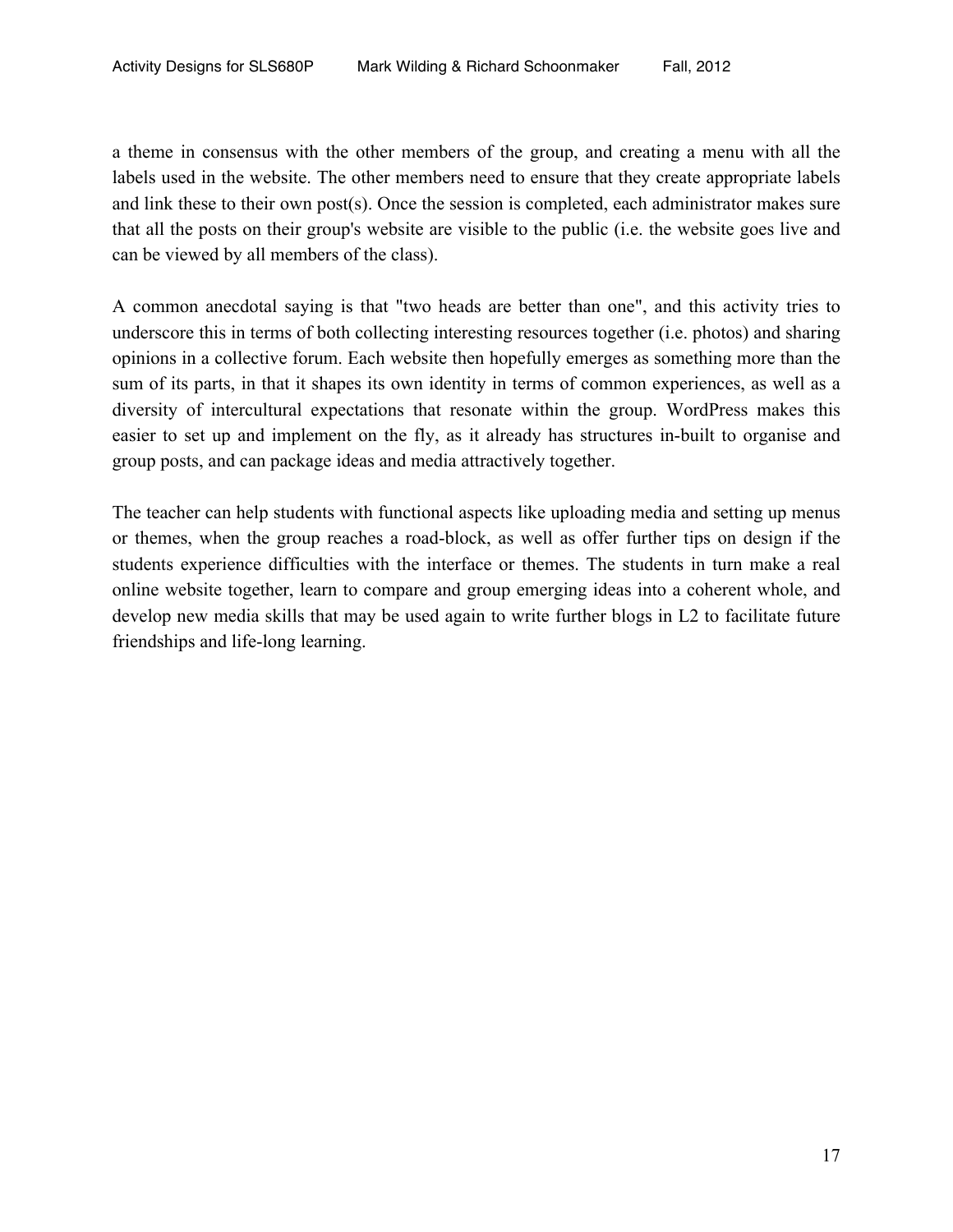a theme in consensus with the other members of the group, and creating a menu with all the labels used in the website. The other members need to ensure that they create appropriate labels and link these to their own post(s). Once the session is completed, each administrator makes sure that all the posts on their group's website are visible to the public (i.e. the website goes live and can be viewed by all members of the class).

A common anecdotal saying is that "two heads are better than one", and this activity tries to underscore this in terms of both collecting interesting resources together (i.e. photos) and sharing opinions in a collective forum. Each website then hopefully emerges as something more than the sum of its parts, in that it shapes its own identity in terms of common experiences, as well as a diversity of intercultural expectations that resonate within the group. WordPress makes this easier to set up and implement on the fly, as it already has structures in-built to organise and group posts, and can package ideas and media attractively together.

The teacher can help students with functional aspects like uploading media and setting up menus or themes, when the group reaches a road-block, as well as offer further tips on design if the students experience difficulties with the interface or themes. The students in turn make a real online website together, learn to compare and group emerging ideas into a coherent whole, and develop new media skills that may be used again to write further blogs in L2 to facilitate future friendships and life-long learning.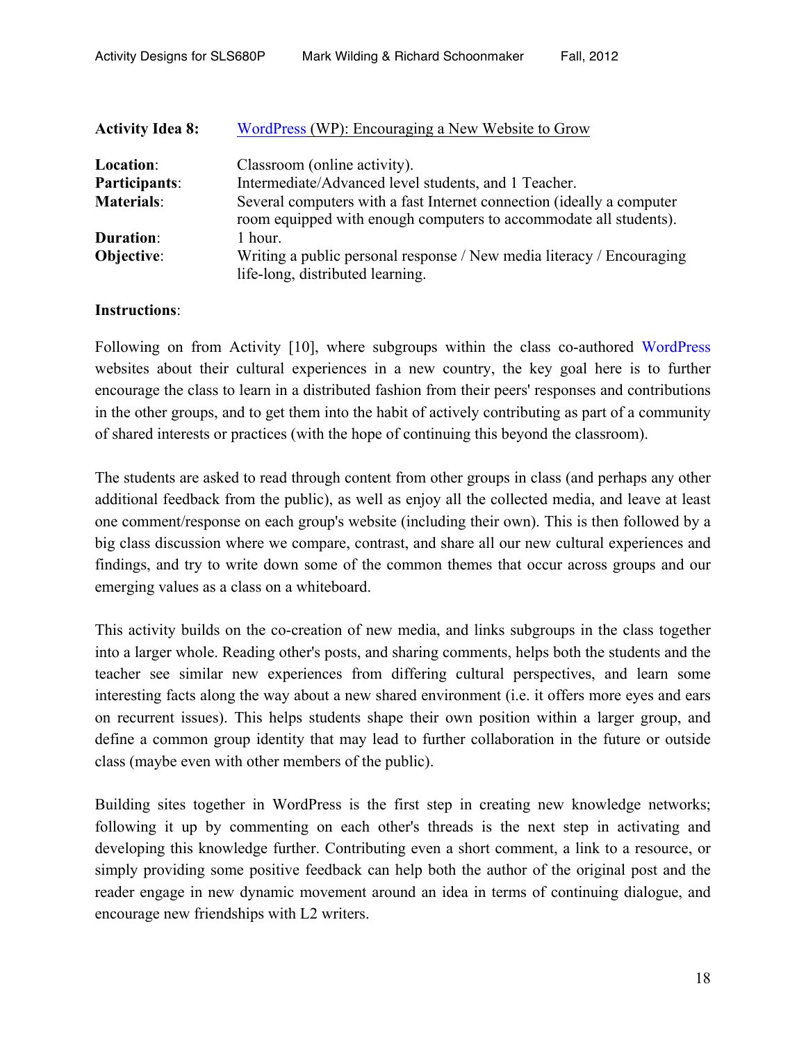**Activity Idea 8:** WordPress (WP): Encouraging a New Website to Grow

**Location**: Classroom (online activity).
**Participants**: Intermediate/Advanced level students, and 1 Teacher.
**Materials**: Several computers with a fast Internet connection (ideally a computer room equipped with enough computers to accommodate all students).
**Duration**: 1 hour.
**Objective**: Writing a public personal response / New media literacy / Encouraging life-long, distributed learning.

**Instructions**:

Following on from Activity [10], where subgroups within the class co-authored WordPress websites about their cultural experiences in a new country, the key goal here is to further encourage the class to learn in a distributed fashion from their peers' responses and contributions in the other groups, and to get them into the habit of actively contributing as part of a community of shared interests or practices (with the hope of continuing this beyond the classroom).

The students are asked to read through content from other groups in class (and perhaps any other additional feedback from the public), as well as enjoy all the collected media, and leave at least one comment/response on each group's website (including their own). This is then followed by a big class discussion where we compare, contrast, and share all our new cultural experiences and findings, and try to write down some of the common themes that occur across groups and our emerging values as a class on a whiteboard.

This activity builds on the co-creation of new media, and links subgroups in the class together into a larger whole. Reading other's posts, and sharing comments, helps both the students and the teacher see similar new experiences from differing cultural perspectives, and learn some interesting facts along the way about a new shared environment (i.e. it offers more eyes and ears on recurrent issues). This helps students shape their own position within a larger group, and define a common group identity that may lead to further collaboration in the future or outside class (maybe even with other members of the public).

Building sites together in WordPress is the first step in creating new knowledge networks; following it up by commenting on each other's threads is the next step in activating and developing this knowledge further. Contributing even a short comment, a link to a resource, or simply providing some positive feedback can help both the author of the original post and the reader engage in new dynamic movement around an idea in terms of continuing dialogue, and encourage new friendships with L2 writers.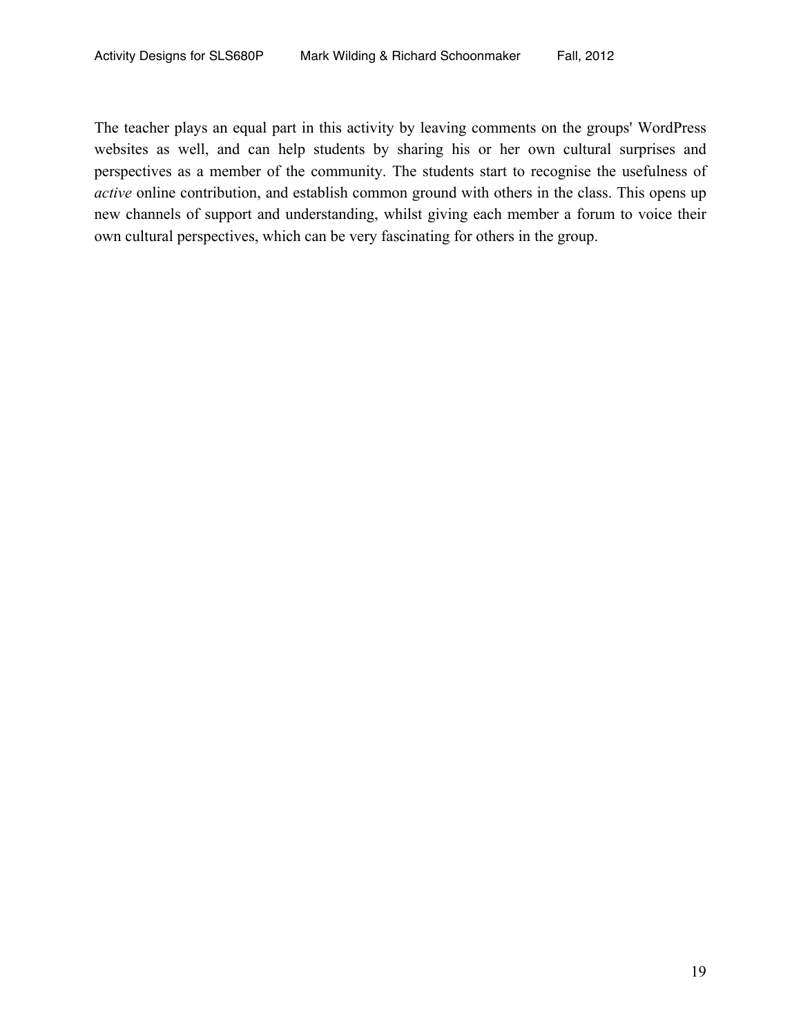The teacher plays an equal part in this activity by leaving comments on the groups' WordPress websites as well, and can help students by sharing his or her own cultural surprises and perspectives as a member of the community. The students start to recognise the usefulness of *active* online contribution, and establish common ground with others in the class. This opens up new channels of support and understanding, whilst giving each member a forum to voice their own cultural perspectives, which can be very fascinating for others in the group.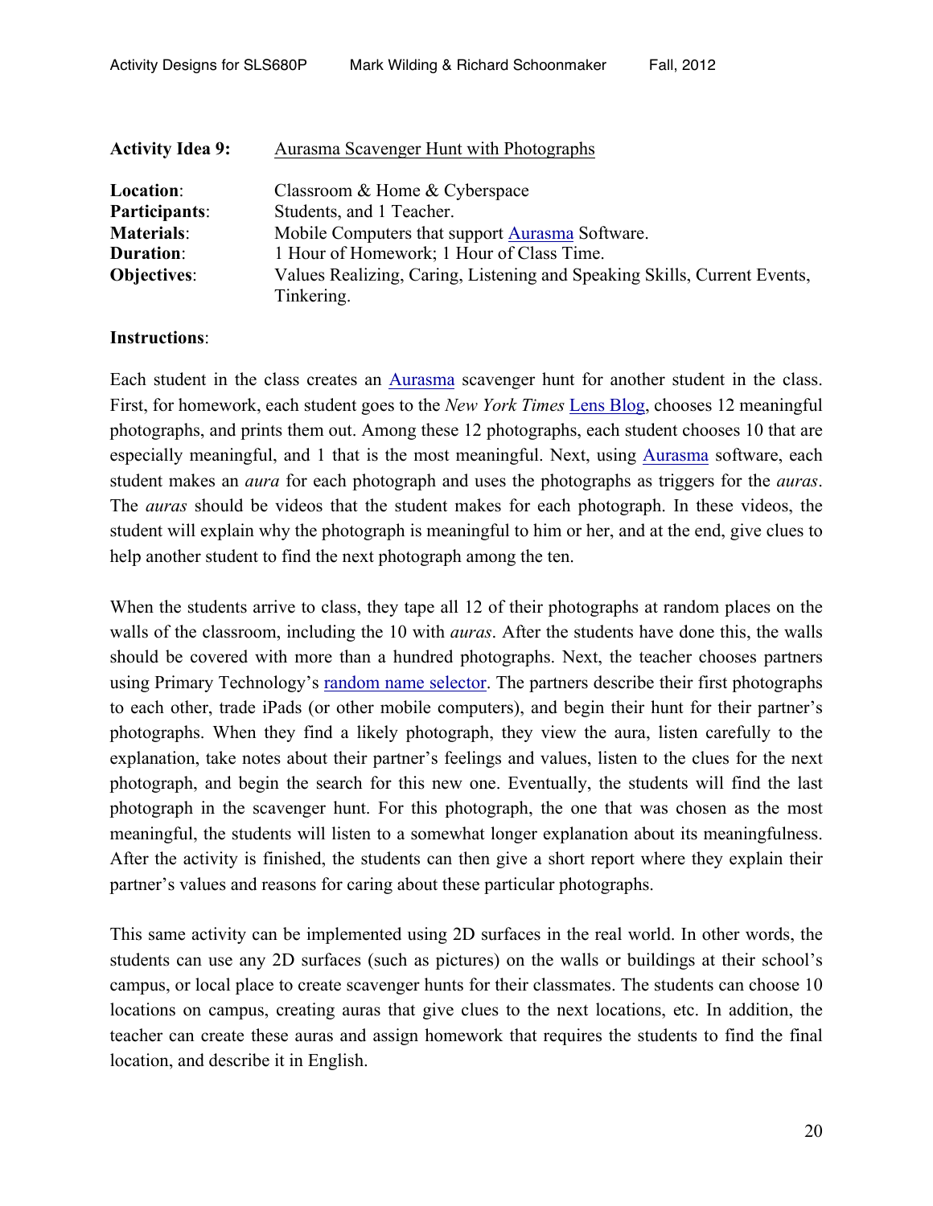**Activity Idea 9:** Aurasma Scavenger Hunt with Photographs

**Location**: Classroom & Home & Cyberspace
**Participants**: Students, and 1 Teacher.
**Materials**: Mobile Computers that support Aurasma Software.
**Duration**: 1 Hour of Homework; 1 Hour of Class Time.
**Objectives**: Values Realizing, Caring, Listening and Speaking Skills, Current Events, Tinkering.

**Instructions**:

Each student in the class creates an Aurasma scavenger hunt for another student in the class. First, for homework, each student goes to the *New York Times* Lens Blog, chooses 12 meaningful photographs, and prints them out. Among these 12 photographs, each student chooses 10 that are especially meaningful, and 1 that is the most meaningful. Next, using Aurasma software, each student makes an *aura* for each photograph and uses the photographs as triggers for the *auras*. The *auras* should be videos that the student makes for each photograph. In these videos, the student will explain why the photograph is meaningful to him or her, and at the end, give clues to help another student to find the next photograph among the ten.

When the students arrive to class, they tape all 12 of their photographs at random places on the walls of the classroom, including the 10 with *auras*. After the students have done this, the walls should be covered with more than a hundred photographs. Next, the teacher chooses partners using Primary Technology's random name selector. The partners describe their first photographs to each other, trade iPads (or other mobile computers), and begin their hunt for their partner's photographs. When they find a likely photograph, they view the aura, listen carefully to the explanation, take notes about their partner's feelings and values, listen to the clues for the next photograph, and begin the search for this new one. Eventually, the students will find the last photograph in the scavenger hunt. For this photograph, the one that was chosen as the most meaningful, the students will listen to a somewhat longer explanation about its meaningfulness. After the activity is finished, the students can then give a short report where they explain their partner's values and reasons for caring about these particular photographs.

This same activity can be implemented using 2D surfaces in the real world. In other words, the students can use any 2D surfaces (such as pictures) on the walls or buildings at their school's campus, or local place to create scavenger hunts for their classmates. The students can choose 10 locations on campus, creating auras that give clues to the next locations, etc. In addition, the teacher can create these auras and assign homework that requires the students to find the final location, and describe it in English.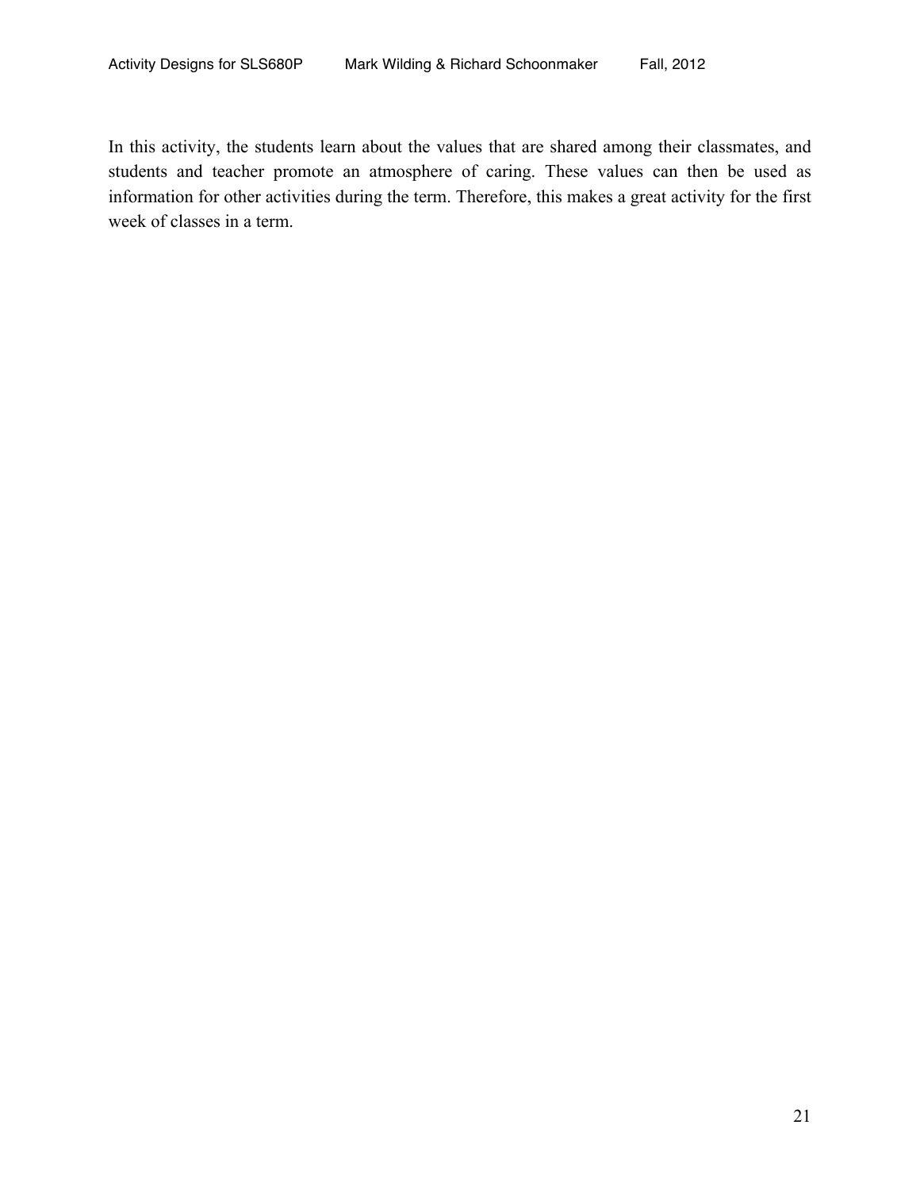In this activity, the students learn about the values that are shared among their classmates, and students and teacher promote an atmosphere of caring. These values can then be used as information for other activities during the term. Therefore, this makes a great activity for the first week of classes in a term.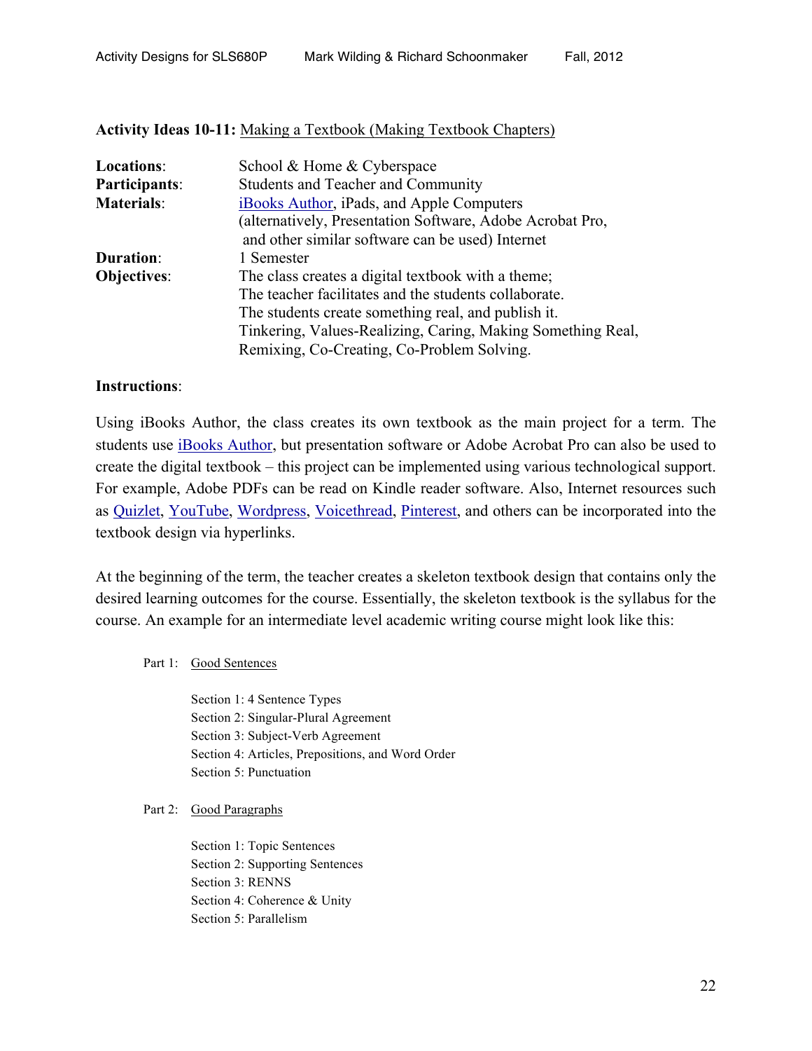**Activity Ideas 10-11:** Making a Textbook (Making Textbook Chapters)

**Locations**: School & Home & Cyberspace
**Participants**: Students and Teacher and Community
**Materials**: iBooks Author, iPads, and Apple Computers (alternatively, Presentation Software, Adobe Acrobat Pro, and other similar software can be used) Internet
**Duration**: 1 Semester
**Objectives**: The class creates a digital textbook with a theme; The teacher facilitates and the students collaborate. The students create something real, and publish it. Tinkering, Values-Realizing, Caring, Making Something Real, Remixing, Co-Creating, Co-Problem Solving.

**Instructions**:

Using iBooks Author, the class creates its own textbook as the main project for a term. The students use iBooks Author, but presentation software or Adobe Acrobat Pro can also be used to create the digital textbook – this project can be implemented using various technological support. For example, Adobe PDFs can be read on Kindle reader software. Also, Internet resources such as Quizlet, YouTube, Wordpress, Voicethread, Pinterest, and others can be incorporated into the textbook design via hyperlinks.

At the beginning of the term, the teacher creates a skeleton textbook design that contains only the desired learning outcomes for the course. Essentially, the skeleton textbook is the syllabus for the course. An example for an intermediate level academic writing course might look like this:

Part 1: Good Sentences

- Section 1: 4 Sentence Types
- Section 2: Singular-Plural Agreement
- Section 3: Subject-Verb Agreement
- Section 4: Articles, Prepositions, and Word Order
- Section 5: Punctuation

Part 2: Good Paragraphs

- Section 1: Topic Sentences
- Section 2: Supporting Sentences
- Section 3: RENNS
- Section 4: Coherence & Unity
- Section 5: Parallelism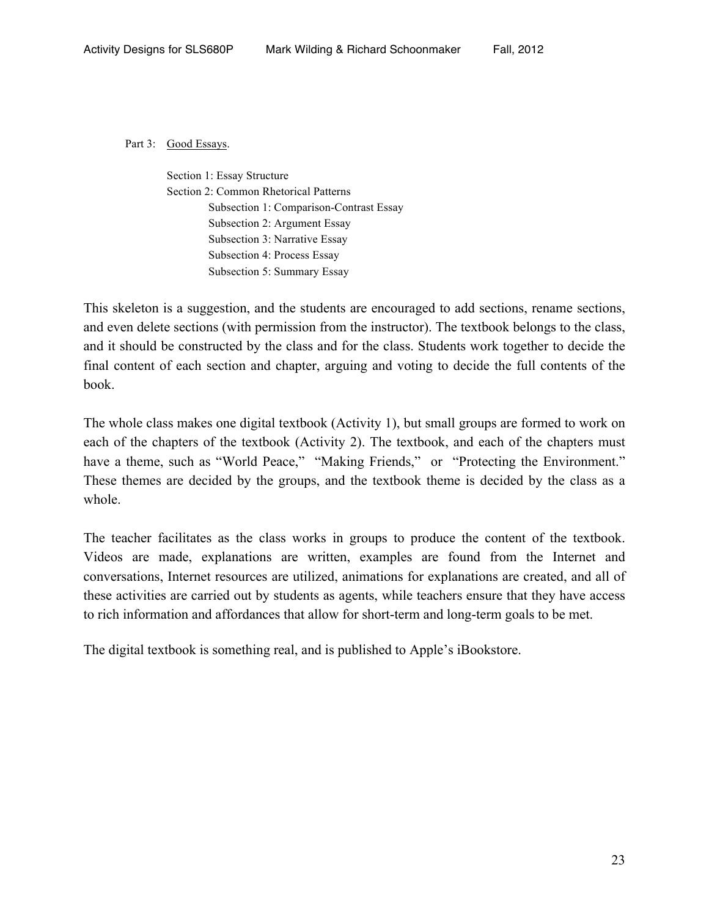Part 3: <u>Good Essays</u>.

- Section 1: Essay Structure
- Section 2: Common Rhetorical Patterns
    - Subsection 1: Comparison-Contrast Essay
    - Subsection 2: Argument Essay
    - Subsection 3: Narrative Essay
    - Subsection 4: Process Essay
    - Subsection 5: Summary Essay

This skeleton is a suggestion, and the students are encouraged to add sections, rename sections, and even delete sections (with permission from the instructor). The textbook belongs to the class, and it should be constructed by the class and for the class. Students work together to decide the final content of each section and chapter, arguing and voting to decide the full contents of the book.

The whole class makes one digital textbook (Activity 1), but small groups are formed to work on each of the chapters of the textbook (Activity 2). The textbook, and each of the chapters must have a theme, such as "World Peace," "Making Friends," or "Protecting the Environment." These themes are decided by the groups, and the textbook theme is decided by the class as a whole.

The teacher facilitates as the class works in groups to produce the content of the textbook. Videos are made, explanations are written, examples are found from the Internet and conversations, Internet resources are utilized, animations for explanations are created, and all of these activities are carried out by students as agents, while teachers ensure that they have access to rich information and affordances that allow for short-term and long-term goals to be met.

The digital textbook is something real, and is published to Apple's iBookstore.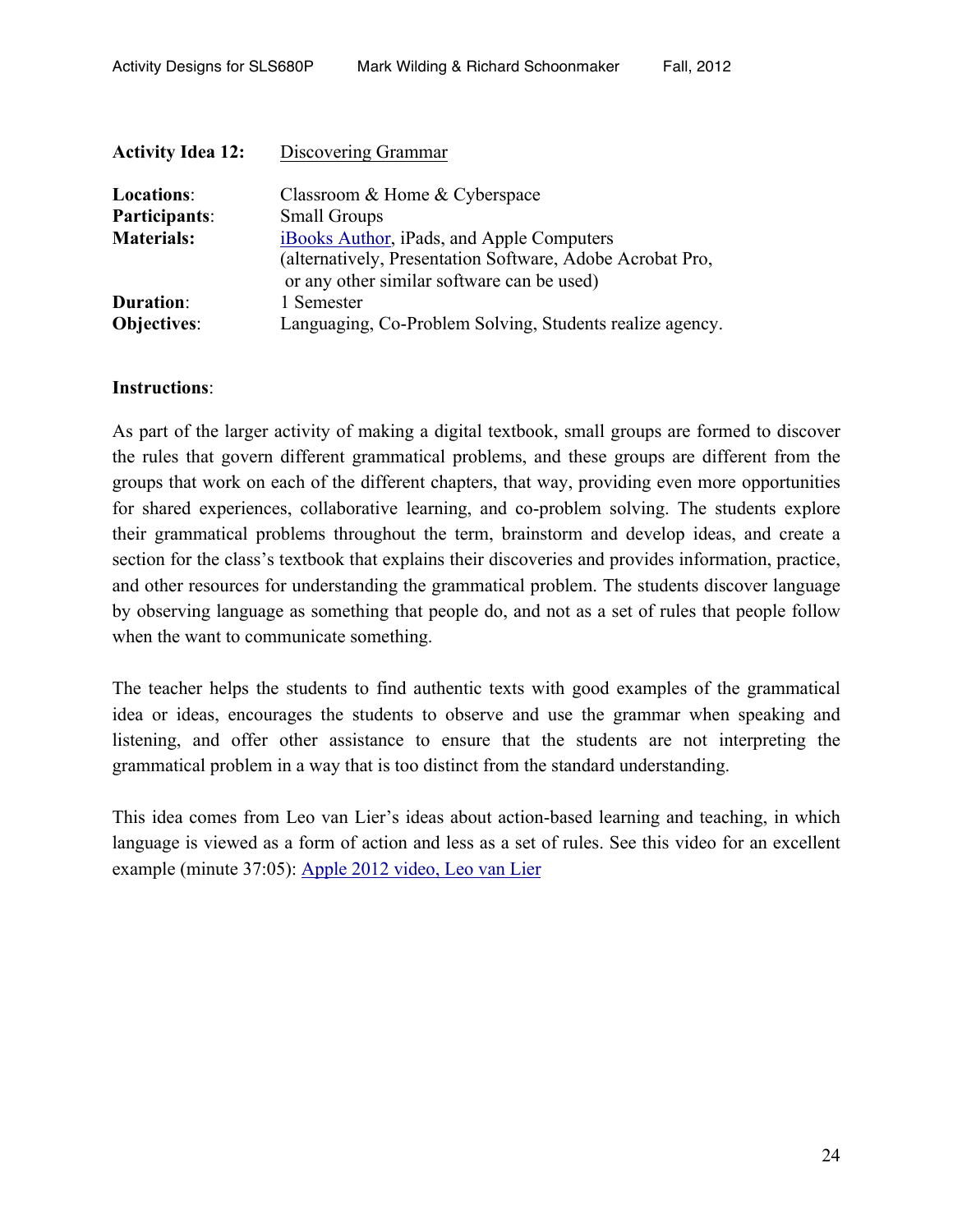**Activity Idea 12:** Discovering Grammar

**Locations**: Classroom & Home & Cyberspace
**Participants**: Small Groups
**Materials:** iBooks Author, iPads, and Apple Computers (alternatively, Presentation Software, Adobe Acrobat Pro, or any other similar software can be used)
**Duration**: 1 Semester
**Objectives**: Languaging, Co-Problem Solving, Students realize agency.

**Instructions**:

As part of the larger activity of making a digital textbook, small groups are formed to discover the rules that govern different grammatical problems, and these groups are different from the groups that work on each of the different chapters, that way, providing even more opportunities for shared experiences, collaborative learning, and co-problem solving. The students explore their grammatical problems throughout the term, brainstorm and develop ideas, and create a section for the class's textbook that explains their discoveries and provides information, practice, and other resources for understanding the grammatical problem. The students discover language by observing language as something that people do, and not as a set of rules that people follow when the want to communicate something.

The teacher helps the students to find authentic texts with good examples of the grammatical idea or ideas, encourages the students to observe and use the grammar when speaking and listening, and offer other assistance to ensure that the students are not interpreting the grammatical problem in a way that is too distinct from the standard understanding.

This idea comes from Leo van Lier's ideas about action-based learning and teaching, in which language is viewed as a form of action and less as a set of rules. See this video for an excellent example (minute 37:05): Apple 2012 video, Leo van Lier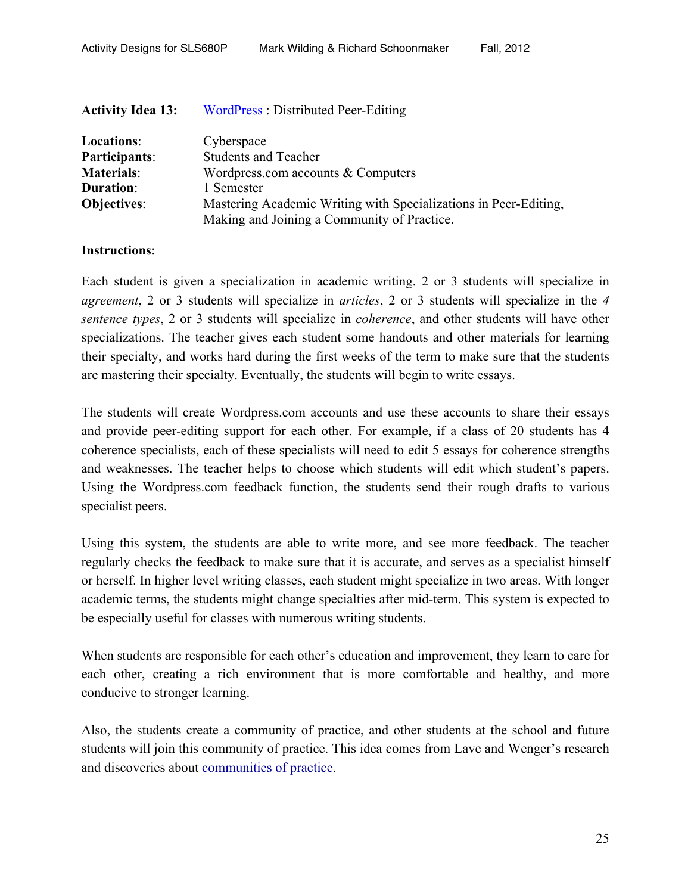**Activity Idea 13:** WordPress : Distributed Peer-Editing

**Locations**: Cyberspace
**Participants**: Students and Teacher
**Materials**: Wordpress.com accounts & Computers
**Duration**: 1 Semester
**Objectives**: Mastering Academic Writing with Specializations in Peer-Editing, Making and Joining a Community of Practice.

**Instructions**:

Each student is given a specialization in academic writing. 2 or 3 students will specialize in *agreement*, 2 or 3 students will specialize in *articles*, 2 or 3 students will specialize in the *4 sentence types*, 2 or 3 students will specialize in *coherence*, and other students will have other specializations. The teacher gives each student some handouts and other materials for learning their specialty, and works hard during the first weeks of the term to make sure that the students are mastering their specialty. Eventually, the students will begin to write essays.

The students will create Wordpress.com accounts and use these accounts to share their essays and provide peer-editing support for each other. For example, if a class of 20 students has 4 coherence specialists, each of these specialists will need to edit 5 essays for coherence strengths and weaknesses. The teacher helps to choose which students will edit which student's papers. Using the Wordpress.com feedback function, the students send their rough drafts to various specialist peers.

Using this system, the students are able to write more, and see more feedback. The teacher regularly checks the feedback to make sure that it is accurate, and serves as a specialist himself or herself. In higher level writing classes, each student might specialize in two areas. With longer academic terms, the students might change specialties after mid-term. This system is expected to be especially useful for classes with numerous writing students.

When students are responsible for each other's education and improvement, they learn to care for each other, creating a rich environment that is more comfortable and healthy, and more conducive to stronger learning.

Also, the students create a community of practice, and other students at the school and future students will join this community of practice. This idea comes from Lave and Wenger's research and discoveries about communities of practice.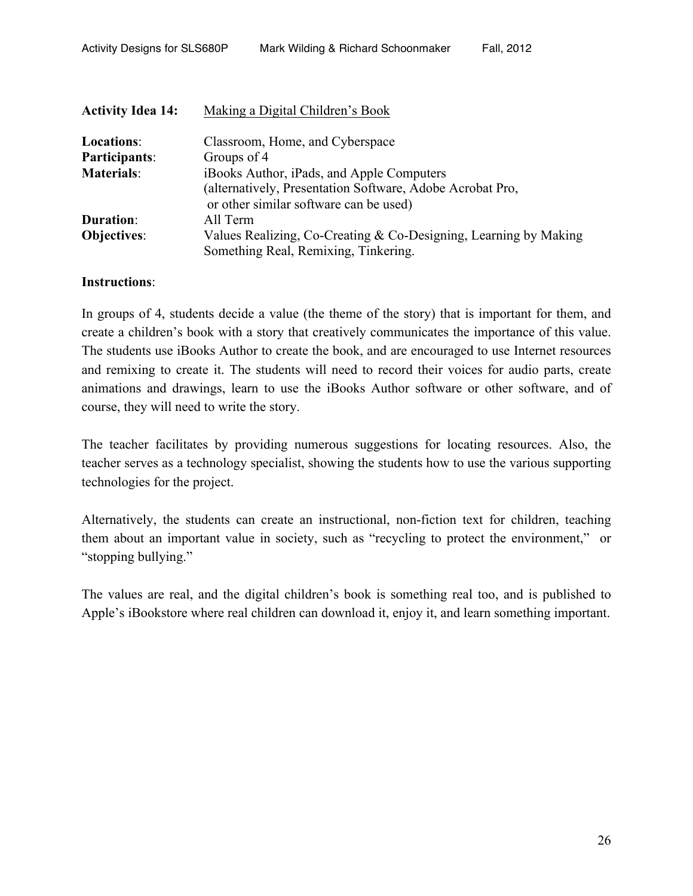**Activity Idea 14:** Making a Digital Children's Book

**Locations**: Classroom, Home, and Cyberspace
**Participants**: Groups of 4
**Materials**: iBooks Author, iPads, and Apple Computers (alternatively, Presentation Software, Adobe Acrobat Pro, or other similar software can be used)
**Duration**: All Term
**Objectives**: Values Realizing, Co-Creating & Co-Designing, Learning by Making Something Real, Remixing, Tinkering.

**Instructions**:

In groups of 4, students decide a value (the theme of the story) that is important for them, and create a children's book with a story that creatively communicates the importance of this value. The students use iBooks Author to create the book, and are encouraged to use Internet resources and remixing to create it. The students will need to record their voices for audio parts, create animations and drawings, learn to use the iBooks Author software or other software, and of course, they will need to write the story.

The teacher facilitates by providing numerous suggestions for locating resources. Also, the teacher serves as a technology specialist, showing the students how to use the various supporting technologies for the project.

Alternatively, the students can create an instructional, non-fiction text for children, teaching them about an important value in society, such as "recycling to protect the environment," or "stopping bullying."

The values are real, and the digital children's book is something real too, and is published to Apple's iBookstore where real children can download it, enjoy it, and learn something important.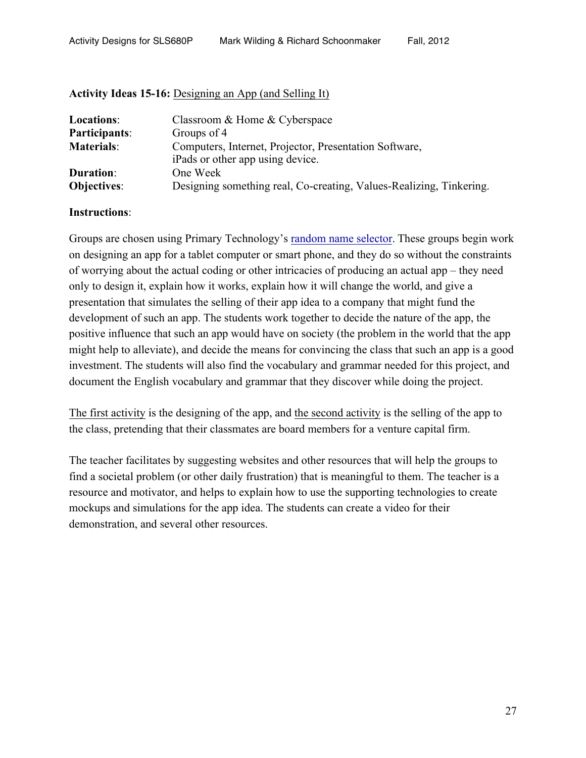**Activity Ideas 15-16:** Designing an App (and Selling It)

| | |
|---|---|
| **Locations**: | Classroom & Home & Cyberspace |
| **Participants**: | Groups of 4 |
| **Materials**: | Computers, Internet, Projector, Presentation Software, iPads or other app using device. |
| **Duration**: | One Week |
| **Objectives**: | Designing something real, Co-creating, Values-Realizing, Tinkering. |

**Instructions**:

Groups are chosen using Primary Technology's random name selector. These groups begin work on designing an app for a tablet computer or smart phone, and they do so without the constraints of worrying about the actual coding or other intricacies of producing an actual app – they need only to design it, explain how it works, explain how it will change the world, and give a presentation that simulates the selling of their app idea to a company that might fund the development of such an app. The students work together to decide the nature of the app, the positive influence that such an app would have on society (the problem in the world that the app might help to alleviate), and decide the means for convincing the class that such an app is a good investment. The students will also find the vocabulary and grammar needed for this project, and document the English vocabulary and grammar that they discover while doing the project.

The first activity is the designing of the app, and the second activity is the selling of the app to the class, pretending that their classmates are board members for a venture capital firm.

The teacher facilitates by suggesting websites and other resources that will help the groups to find a societal problem (or other daily frustration) that is meaningful to them. The teacher is a resource and motivator, and helps to explain how to use the supporting technologies to create mockups and simulations for the app idea. The students can create a video for their demonstration, and several other resources.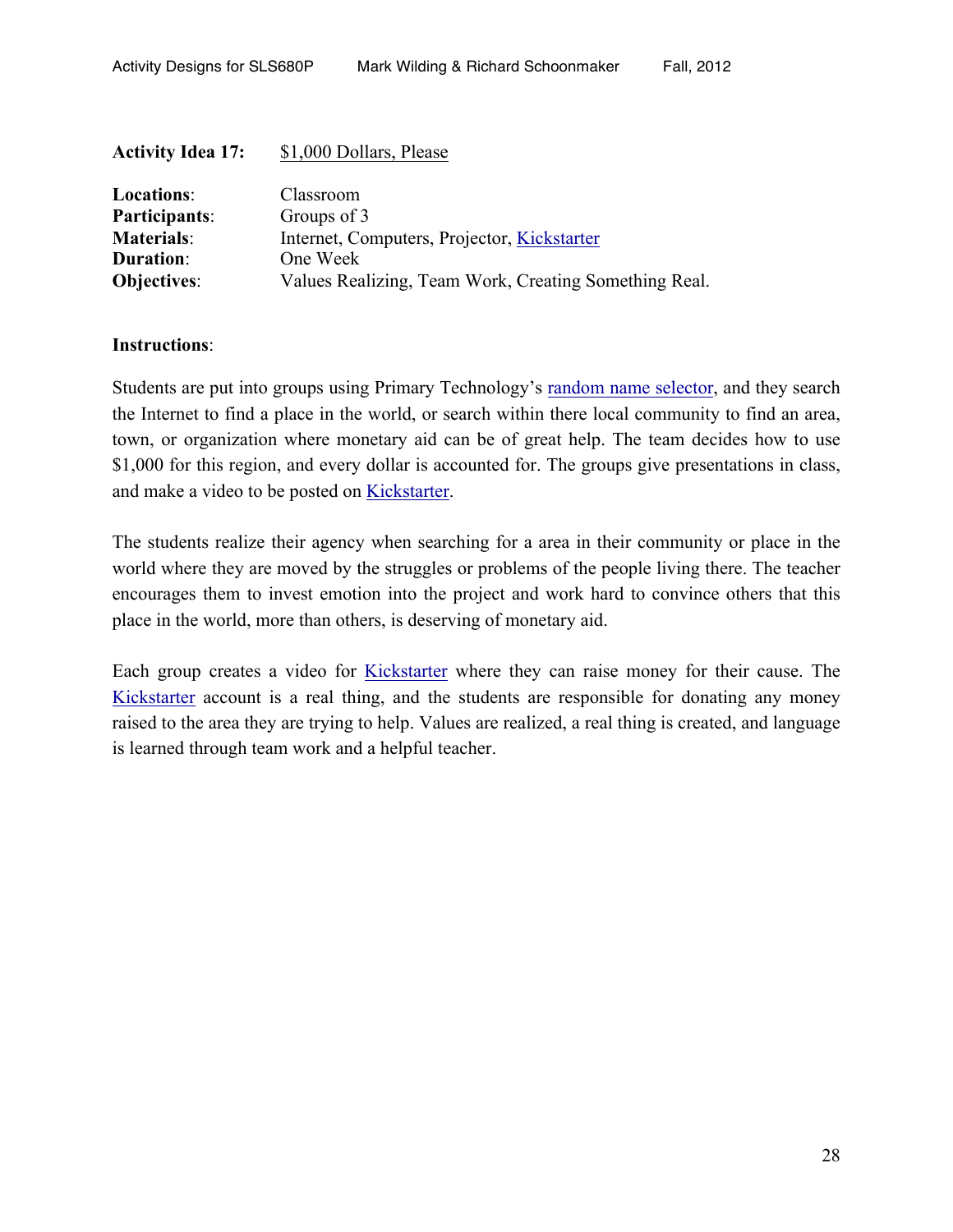**Activity Idea 17:** $1,000 Dollars, Please

**Locations**: Classroom
**Participants**: Groups of 3
**Materials**: Internet, Computers, Projector, Kickstarter
**Duration**: One Week
**Objectives**: Values Realizing, Team Work, Creating Something Real.

**Instructions**:

Students are put into groups using Primary Technology's random name selector, and they search the Internet to find a place in the world, or search within there local community to find an area, town, or organization where monetary aid can be of great help. The team decides how to use $1,000 for this region, and every dollar is accounted for. The groups give presentations in class, and make a video to be posted on Kickstarter.

The students realize their agency when searching for a area in their community or place in the world where they are moved by the struggles or problems of the people living there. The teacher encourages them to invest emotion into the project and work hard to convince others that this place in the world, more than others, is deserving of monetary aid.

Each group creates a video for Kickstarter where they can raise money for their cause. The Kickstarter account is a real thing, and the students are responsible for donating any money raised to the area they are trying to help. Values are realized, a real thing is created, and language is learned through team work and a helpful teacher.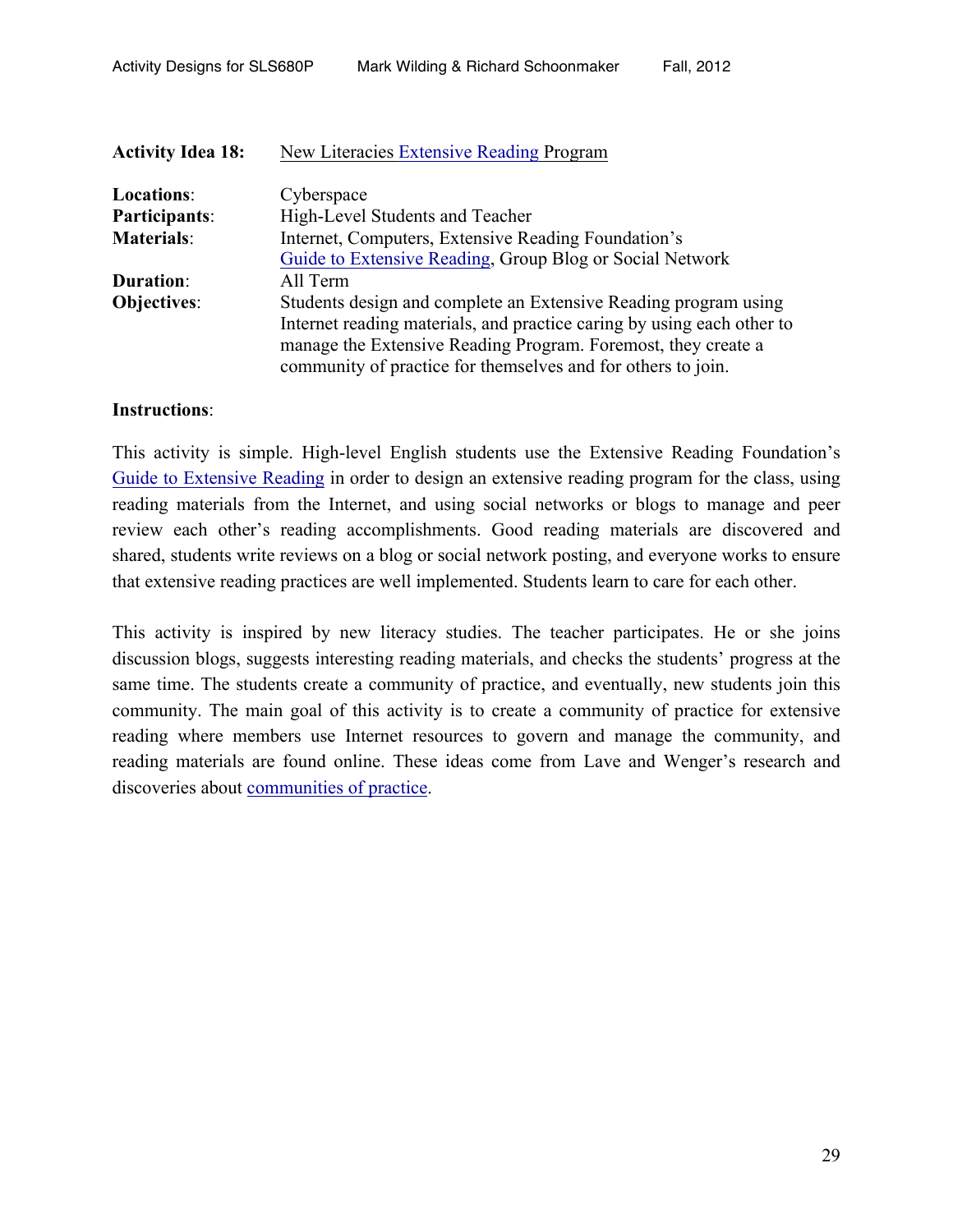**Activity Idea 18:** New Literacies Extensive Reading Program

**Locations**: Cyberspace
**Participants**: High-Level Students and Teacher
**Materials**: Internet, Computers, Extensive Reading Foundation's Guide to Extensive Reading, Group Blog or Social Network
**Duration**: All Term
**Objectives**: Students design and complete an Extensive Reading program using Internet reading materials, and practice caring by using each other to manage the Extensive Reading Program. Foremost, they create a community of practice for themselves and for others to join.

**Instructions**:

This activity is simple. High-level English students use the Extensive Reading Foundation's Guide to Extensive Reading in order to design an extensive reading program for the class, using reading materials from the Internet, and using social networks or blogs to manage and peer review each other's reading accomplishments. Good reading materials are discovered and shared, students write reviews on a blog or social network posting, and everyone works to ensure that extensive reading practices are well implemented. Students learn to care for each other.

This activity is inspired by new literacy studies. The teacher participates. He or she joins discussion blogs, suggests interesting reading materials, and checks the students' progress at the same time. The students create a community of practice, and eventually, new students join this community. The main goal of this activity is to create a community of practice for extensive reading where members use Internet resources to govern and manage the community, and reading materials are found online. These ideas come from Lave and Wenger's research and discoveries about communities of practice.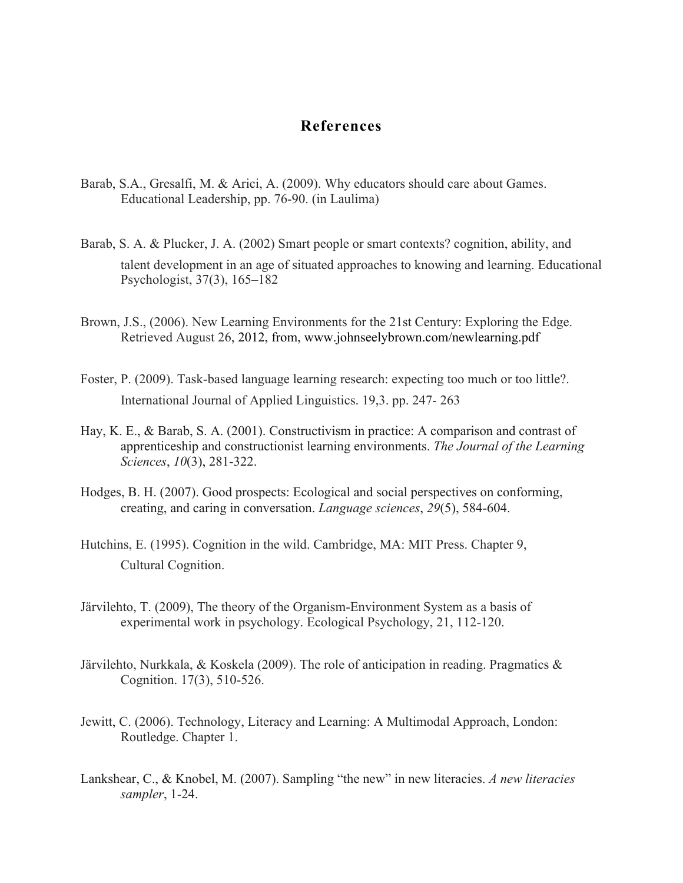# References

Barab, S.A., Gresalfi, M. & Arici, A. (2009). Why educators should care about Games. Educational Leadership, pp. 76-90. (in Laulima)

Barab, S. A. & Plucker, J. A. (2002) Smart people or smart contexts? cognition, ability, and talent development in an age of situated approaches to knowing and learning. Educational Psychologist, 37(3), 165–182

Brown, J.S., (2006). New Learning Environments for the 21st Century: Exploring the Edge. Retrieved August 26, 2012, from, www.johnseelybrown.com/newlearning.pdf

Foster, P. (2009). Task-based language learning research: expecting too much or too little?. International Journal of Applied Linguistics. 19,3. pp. 247- 263

Hay, K. E., & Barab, S. A. (2001). Constructivism in practice: A comparison and contrast of apprenticeship and constructionist learning environments. *The Journal of the Learning Sciences*, *10*(3), 281-322.

Hodges, B. H. (2007). Good prospects: Ecological and social perspectives on conforming, creating, and caring in conversation. *Language sciences*, *29*(5), 584-604.

Hutchins, E. (1995). Cognition in the wild. Cambridge, MA: MIT Press. Chapter 9, Cultural Cognition.

Järvilehto, T. (2009), The theory of the Organism-Environment System as a basis of experimental work in psychology. Ecological Psychology, 21, 112-120.

Järvilehto, Nurkkala, & Koskela (2009). The role of anticipation in reading. Pragmatics & Cognition. 17(3), 510-526.

Jewitt, C. (2006). Technology, Literacy and Learning: A Multimodal Approach, London: Routledge. Chapter 1.

Lankshear, C., & Knobel, M. (2007). Sampling "the new" in new literacies. *A new literacies sampler*, 1-24.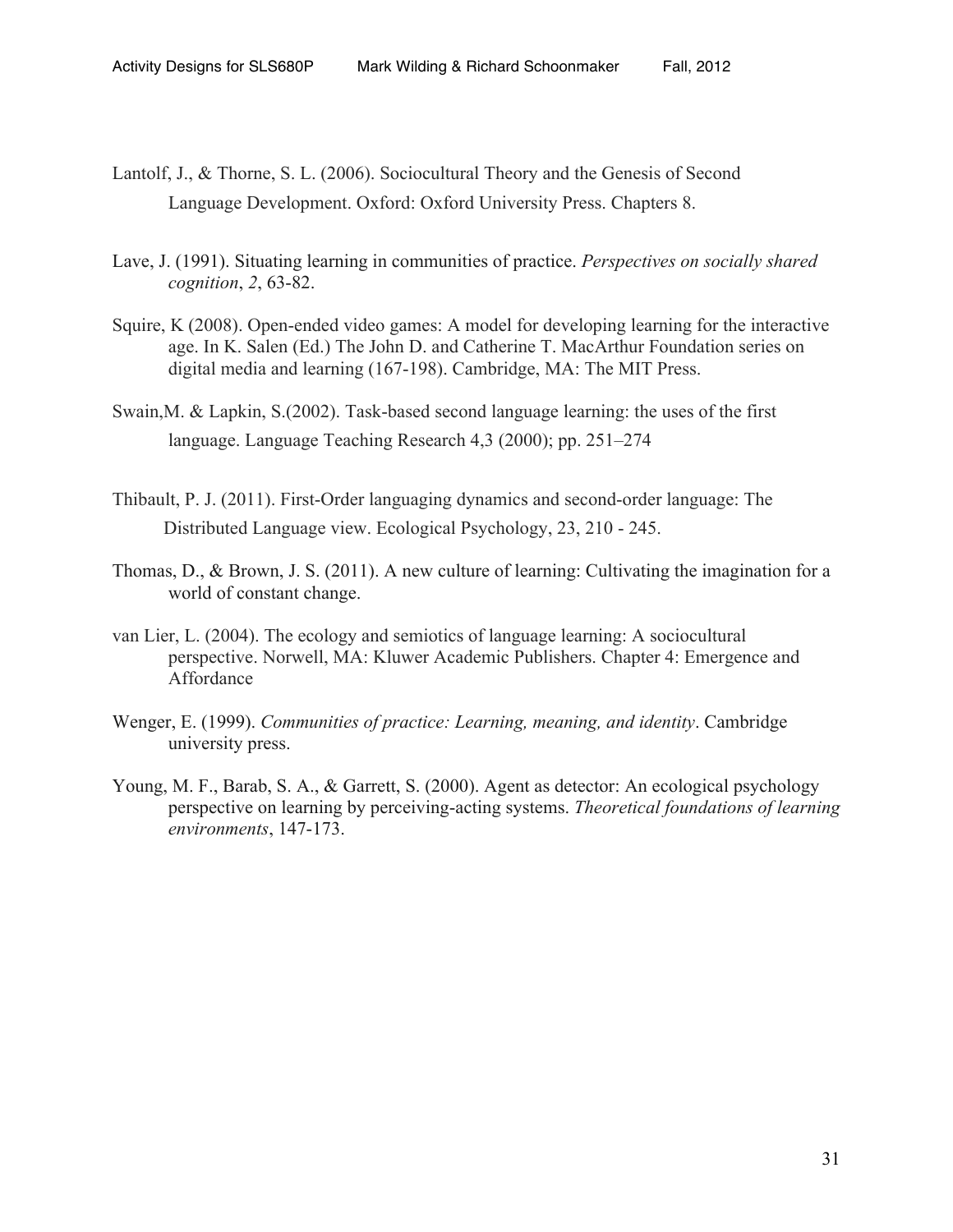Lantolf, J., & Thorne, S. L. (2006). Sociocultural Theory and the Genesis of Second Language Development. Oxford: Oxford University Press. Chapters 8.

Lave, J. (1991). Situating learning in communities of practice. *Perspectives on socially shared cognition*, *2*, 63-82.

Squire, K (2008). Open-ended video games: A model for developing learning for the interactive age. In K. Salen (Ed.) The John D. and Catherine T. MacArthur Foundation series on digital media and learning (167-198). Cambridge, MA: The MIT Press.

Swain,M. & Lapkin, S.(2002). Task-based second language learning: the uses of the first language. Language Teaching Research 4,3 (2000); pp. 251–274

Thibault, P. J. (2011). First-Order languaging dynamics and second-order language: The Distributed Language view. Ecological Psychology, 23, 210 - 245.

Thomas, D., & Brown, J. S. (2011). A new culture of learning: Cultivating the imagination for a world of constant change.

van Lier, L. (2004). The ecology and semiotics of language learning: A sociocultural perspective. Norwell, MA: Kluwer Academic Publishers. Chapter 4: Emergence and Affordance

Wenger, E. (1999). *Communities of practice: Learning, meaning, and identity*. Cambridge university press.

Young, M. F., Barab, S. A., & Garrett, S. (2000). Agent as detector: An ecological psychology perspective on learning by perceiving-acting systems. *Theoretical foundations of learning environments*, 147-173.